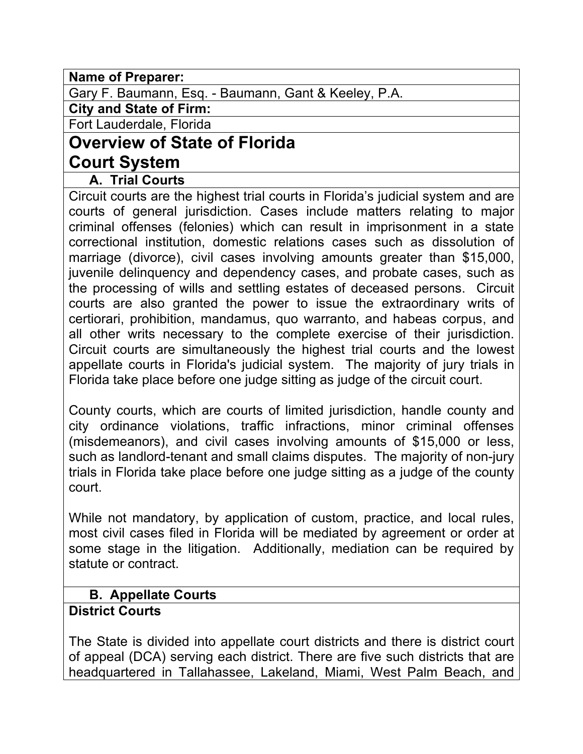**Name of Preparer:**

Gary F. Baumann, Esq. - Baumann, Gant & Keeley, P.A.

**City and State of Firm:**

Fort Lauderdale, Florida

# Overview of State of Florida Court System

## A. Trial Courts

Circuit courts are the highest trial courts in Florida's judicial system and are courts of general jurisdiction. Cases include matters relating to major criminal offenses (felonies) which can result in imprisonment in a state correctional institution, domestic relations cases such as dissolution of marriage (divorce), civil cases involving amounts greater than $15,000, juvenile delinquency and dependency cases, and probate cases, such as the processing of wills and settling estates of deceased persons. Circuit courts are also granted the power to issue the extraordinary writs of certiorari, prohibition, mandamus, quo warranto, and habeas corpus, and all other writs necessary to the complete exercise of their jurisdiction. Circuit courts are simultaneously the highest trial courts and the lowest appellate courts in Florida's judicial system. The majority of jury trials in Florida take place before one judge sitting as judge of the circuit court.

County courts, which are courts of limited jurisdiction, handle county and city ordinance violations, traffic infractions, minor criminal offenses (misdemeanors), and civil cases involving amounts of $15,000 or less, such as landlord-tenant and small claims disputes. The majority of non-jury trials in Florida take place before one judge sitting as a judge of the county court.

While not mandatory, by application of custom, practice, and local rules, most civil cases filed in Florida will be mediated by agreement or order at some stage in the litigation. Additionally, mediation can be required by statute or contract.

## B. Appellate Courts

**District Courts**

The State is divided into appellate court districts and there is district court of appeal (DCA) serving each district. There are five such districts that are headquartered in Tallahassee, Lakeland, Miami, West Palm Beach, and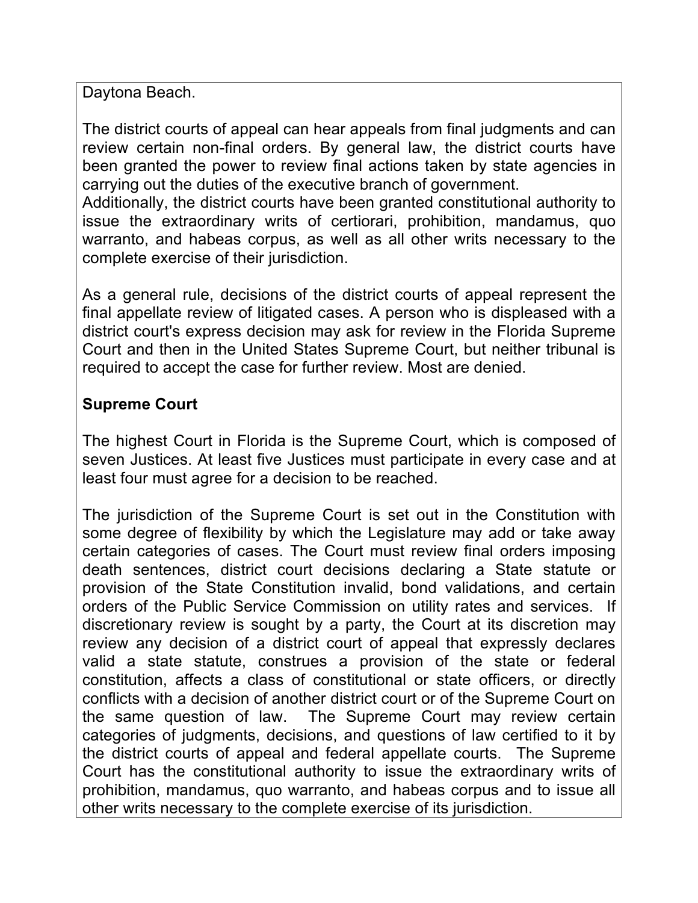Daytona Beach.

The district courts of appeal can hear appeals from final judgments and can review certain non-final orders. By general law, the district courts have been granted the power to review final actions taken by state agencies in carrying out the duties of the executive branch of government.
Additionally, the district courts have been granted constitutional authority to issue the extraordinary writs of certiorari, prohibition, mandamus, quo warranto, and habeas corpus, as well as all other writs necessary to the complete exercise of their jurisdiction.

As a general rule, decisions of the district courts of appeal represent the final appellate review of litigated cases. A person who is displeased with a district court's express decision may ask for review in the Florida Supreme Court and then in the United States Supreme Court, but neither tribunal is required to accept the case for further review. Most are denied.

**Supreme Court**

The highest Court in Florida is the Supreme Court, which is composed of seven Justices. At least five Justices must participate in every case and at least four must agree for a decision to be reached.

The jurisdiction of the Supreme Court is set out in the Constitution with some degree of flexibility by which the Legislature may add or take away certain categories of cases. The Court must review final orders imposing death sentences, district court decisions declaring a State statute or provision of the State Constitution invalid, bond validations, and certain orders of the Public Service Commission on utility rates and services. If discretionary review is sought by a party, the Court at its discretion may review any decision of a district court of appeal that expressly declares valid a state statute, construes a provision of the state or federal constitution, affects a class of constitutional or state officers, or directly conflicts with a decision of another district court or of the Supreme Court on the same question of law. The Supreme Court may review certain categories of judgments, decisions, and questions of law certified to it by the district courts of appeal and federal appellate courts. The Supreme Court has the constitutional authority to issue the extraordinary writs of prohibition, mandamus, quo warranto, and habeas corpus and to issue all other writs necessary to the complete exercise of its jurisdiction.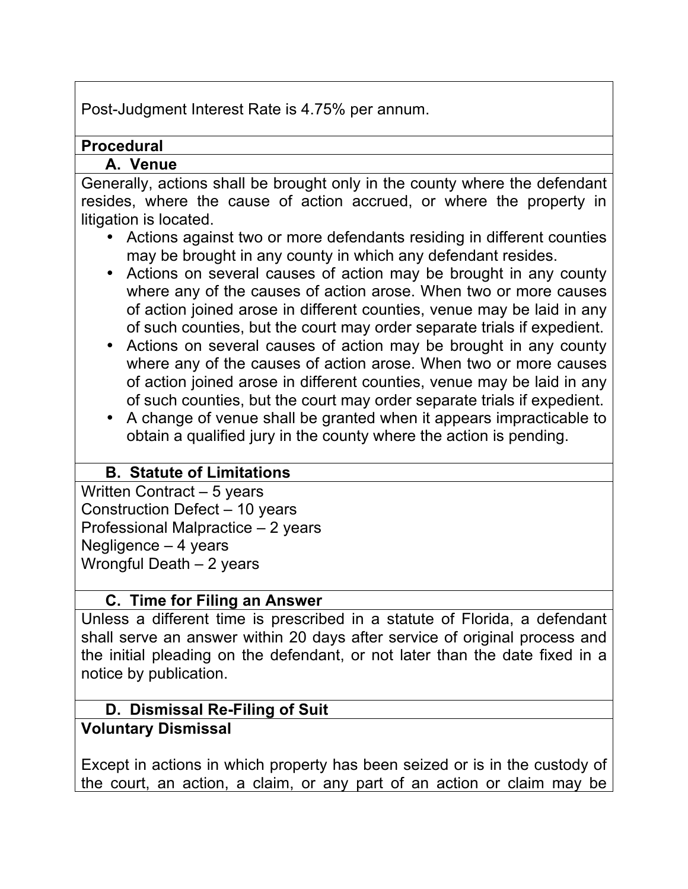Post-Judgment Interest Rate is 4.75% per annum.

**Procedural**

**A. Venue**

Generally, actions shall be brought only in the county where the defendant resides, where the cause of action accrued, or where the property in litigation is located.

- Actions against two or more defendants residing in different counties may be brought in any county in which any defendant resides.
- Actions on several causes of action may be brought in any county where any of the causes of action arose. When two or more causes of action joined arose in different counties, venue may be laid in any of such counties, but the court may order separate trials if expedient.
- Actions on several causes of action may be brought in any county where any of the causes of action arose. When two or more causes of action joined arose in different counties, venue may be laid in any of such counties, but the court may order separate trials if expedient.
- A change of venue shall be granted when it appears impracticable to obtain a qualified jury in the county where the action is pending.

**B. Statute of Limitations**

Written Contract – 5 years
Construction Defect – 10 years
Professional Malpractice – 2 years
Negligence – 4 years
Wrongful Death – 2 years

**C. Time for Filing an Answer**

Unless a different time is prescribed in a statute of Florida, a defendant shall serve an answer within 20 days after service of original process and the initial pleading on the defendant, or not later than the date fixed in a notice by publication.

**D. Dismissal Re-Filing of Suit**

**Voluntary Dismissal**

Except in actions in which property has been seized or is in the custody of the court, an action, a claim, or any part of an action or claim may be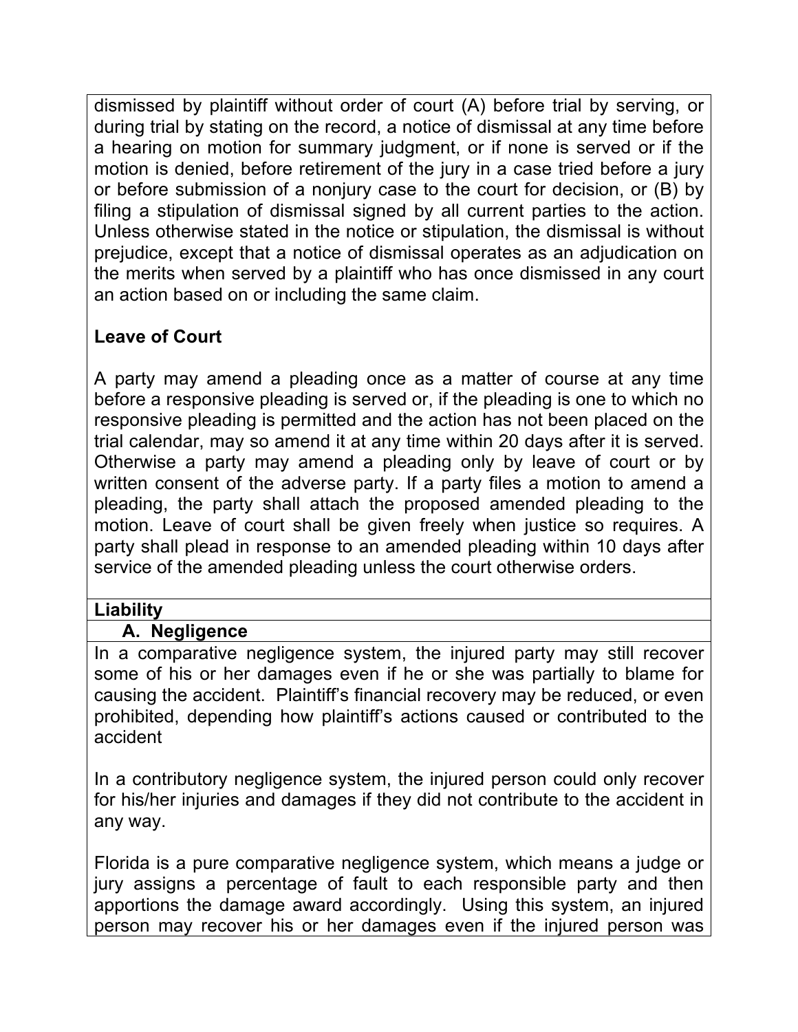dismissed by plaintiff without order of court (A) before trial by serving, or during trial by stating on the record, a notice of dismissal at any time before a hearing on motion for summary judgment, or if none is served or if the motion is denied, before retirement of the jury in a case tried before a jury or before submission of a nonjury case to the court for decision, or (B) by filing a stipulation of dismissal signed by all current parties to the action. Unless otherwise stated in the notice or stipulation, the dismissal is without prejudice, except that a notice of dismissal operates as an adjudication on the merits when served by a plaintiff who has once dismissed in any court an action based on or including the same claim.

**Leave of Court**

A party may amend a pleading once as a matter of course at any time before a responsive pleading is served or, if the pleading is one to which no responsive pleading is permitted and the action has not been placed on the trial calendar, may so amend it at any time within 20 days after it is served. Otherwise a party may amend a pleading only by leave of court or by written consent of the adverse party. If a party files a motion to amend a pleading, the party shall attach the proposed amended pleading to the motion. Leave of court shall be given freely when justice so requires. A party shall plead in response to an amended pleading within 10 days after service of the amended pleading unless the court otherwise orders.

**Liability**

**A. Negligence**

In a comparative negligence system, the injured party may still recover some of his or her damages even if he or she was partially to blame for causing the accident. Plaintiff's financial recovery may be reduced, or even prohibited, depending how plaintiff's actions caused or contributed to the accident

In a contributory negligence system, the injured person could only recover for his/her injuries and damages if they did not contribute to the accident in any way.

Florida is a pure comparative negligence system, which means a judge or jury assigns a percentage of fault to each responsible party and then apportions the damage award accordingly. Using this system, an injured person may recover his or her damages even if the injured person was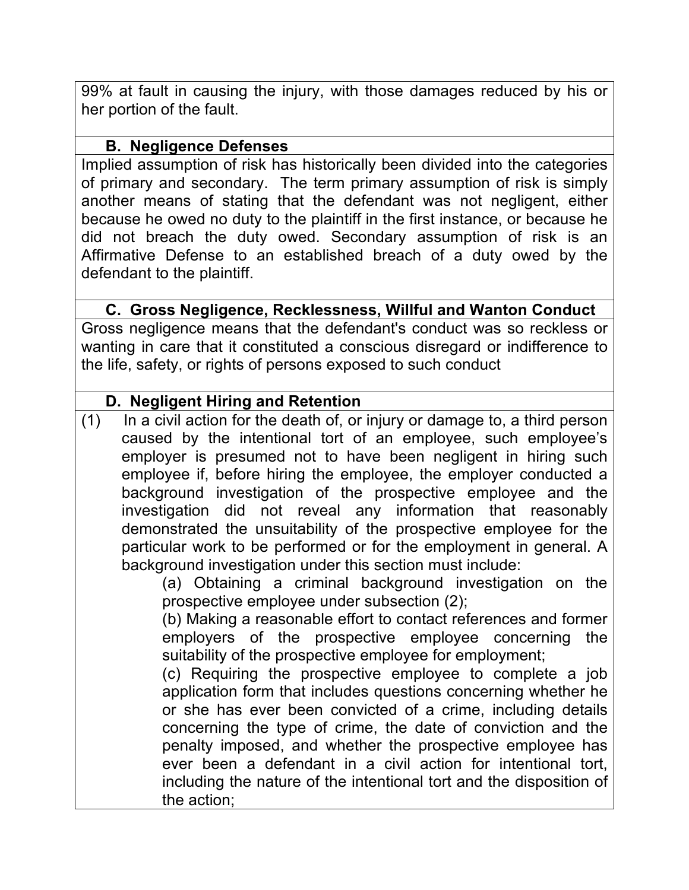99% at fault in causing the injury, with those damages reduced by his or her portion of the fault.

### B. Negligence Defenses

Implied assumption of risk has historically been divided into the categories of primary and secondary. The term primary assumption of risk is simply another means of stating that the defendant was not negligent, either because he owed no duty to the plaintiff in the first instance, or because he did not breach the duty owed. Secondary assumption of risk is an Affirmative Defense to an established breach of a duty owed by the defendant to the plaintiff.

### C. Gross Negligence, Recklessness, Willful and Wanton Conduct

Gross negligence means that the defendant's conduct was so reckless or wanting in care that it constituted a conscious disregard or indifference to the life, safety, or rights of persons exposed to such conduct

### D. Negligent Hiring and Retention

(1) In a civil action for the death of, or injury or damage to, a third person caused by the intentional tort of an employee, such employee's employer is presumed not to have been negligent in hiring such employee if, before hiring the employee, the employer conducted a background investigation of the prospective employee and the investigation did not reveal any information that reasonably demonstrated the unsuitability of the prospective employee for the particular work to be performed or for the employment in general. A background investigation under this section must include:

(a) Obtaining a criminal background investigation on the prospective employee under subsection (2);

(b) Making a reasonable effort to contact references and former employers of the prospective employee concerning the suitability of the prospective employee for employment;

(c) Requiring the prospective employee to complete a job application form that includes questions concerning whether he or she has ever been convicted of a crime, including details concerning the type of crime, the date of conviction and the penalty imposed, and whether the prospective employee has ever been a defendant in a civil action for intentional tort, including the nature of the intentional tort and the disposition of the action;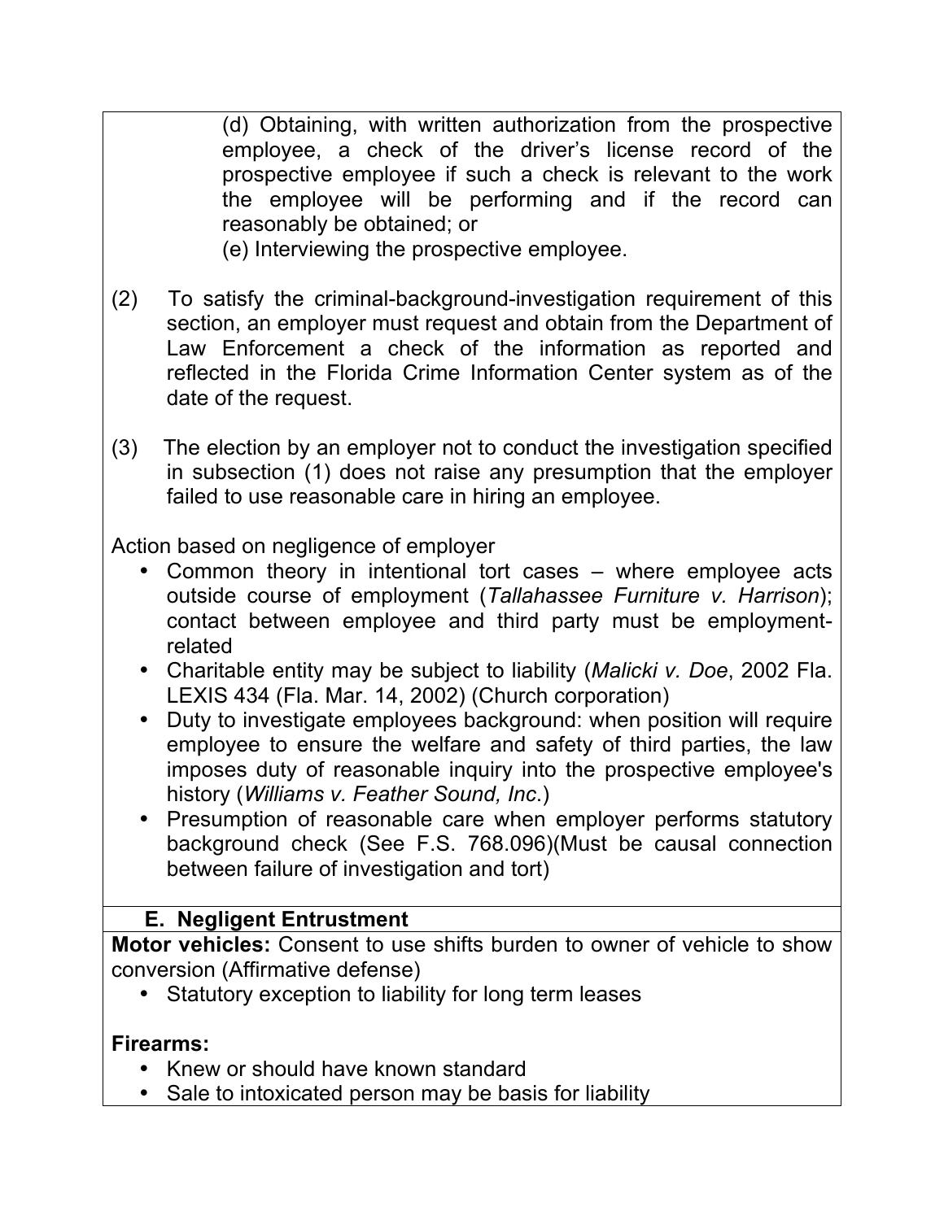(d) Obtaining, with written authorization from the prospective employee, a check of the driver's license record of the prospective employee if such a check is relevant to the work the employee will be performing and if the record can reasonably be obtained; or

(e) Interviewing the prospective employee.

(2) To satisfy the criminal-background-investigation requirement of this section, an employer must request and obtain from the Department of Law Enforcement a check of the information as reported and reflected in the Florida Crime Information Center system as of the date of the request.

(3) The election by an employer not to conduct the investigation specified in subsection (1) does not raise any presumption that the employer failed to use reasonable care in hiring an employee.

Action based on negligence of employer

- Common theory in intentional tort cases – where employee acts outside course of employment (*Tallahassee Furniture v. Harrison*); contact between employee and third party must be employment-related
- Charitable entity may be subject to liability (*Malicki v. Doe*, 2002 Fla. LEXIS 434 (Fla. Mar. 14, 2002) (Church corporation)
- Duty to investigate employees background: when position will require employee to ensure the welfare and safety of third parties, the law imposes duty of reasonable inquiry into the prospective employee's history (*Williams v. Feather Sound, Inc.*)
- Presumption of reasonable care when employer performs statutory background check (See F.S. 768.096)(Must be causal connection between failure of investigation and tort)

### E. Negligent Entrustment

**Motor vehicles:** Consent to use shifts burden to owner of vehicle to show conversion (Affirmative defense)

- Statutory exception to liability for long term leases

**Firearms:**

- Knew or should have known standard
- Sale to intoxicated person may be basis for liability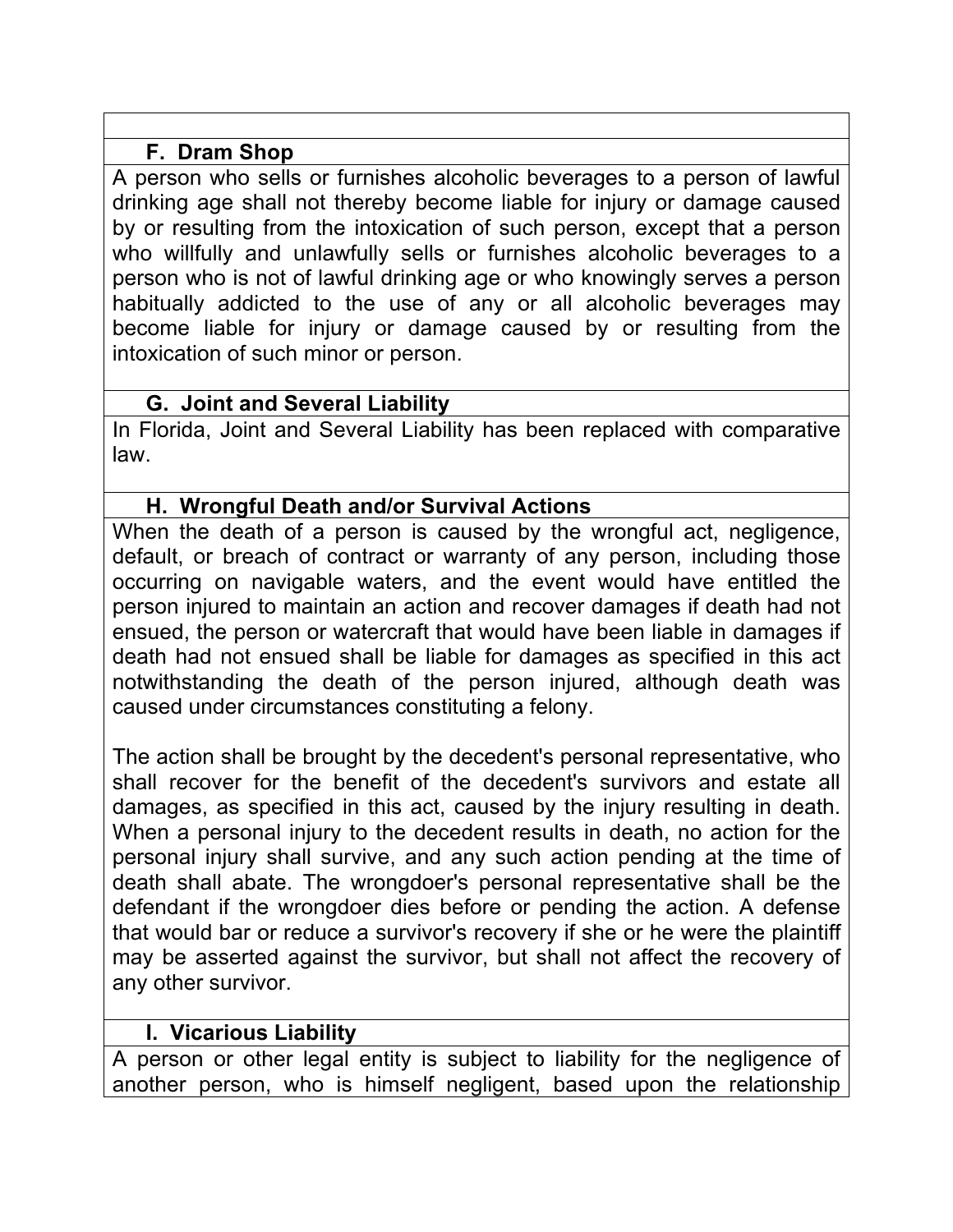### F. Dram Shop

A person who sells or furnishes alcoholic beverages to a person of lawful drinking age shall not thereby become liable for injury or damage caused by or resulting from the intoxication of such person, except that a person who willfully and unlawfully sells or furnishes alcoholic beverages to a person who is not of lawful drinking age or who knowingly serves a person habitually addicted to the use of any or all alcoholic beverages may become liable for injury or damage caused by or resulting from the intoxication of such minor or person.

### G. Joint and Several Liability

In Florida, Joint and Several Liability has been replaced with comparative law.

### H. Wrongful Death and/or Survival Actions

When the death of a person is caused by the wrongful act, negligence, default, or breach of contract or warranty of any person, including those occurring on navigable waters, and the event would have entitled the person injured to maintain an action and recover damages if death had not ensued, the person or watercraft that would have been liable in damages if death had not ensued shall be liable for damages as specified in this act notwithstanding the death of the person injured, although death was caused under circumstances constituting a felony.

The action shall be brought by the decedent's personal representative, who shall recover for the benefit of the decedent's survivors and estate all damages, as specified in this act, caused by the injury resulting in death. When a personal injury to the decedent results in death, no action for the personal injury shall survive, and any such action pending at the time of death shall abate. The wrongdoer's personal representative shall be the defendant if the wrongdoer dies before or pending the action. A defense that would bar or reduce a survivor's recovery if she or he were the plaintiff may be asserted against the survivor, but shall not affect the recovery of any other survivor.

### I. Vicarious Liability

A person or other legal entity is subject to liability for the negligence of another person, who is himself negligent, based upon the relationship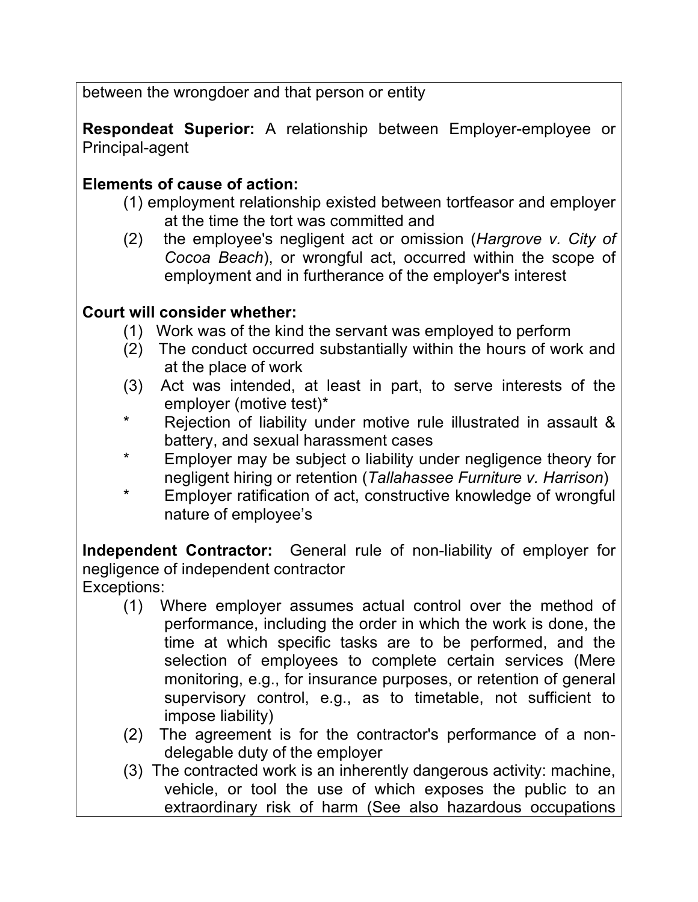between the wrongdoer and that person or entity

**Respondeat Superior:** A relationship between Employer-employee or Principal-agent

**Elements of cause of action:**

(1) employment relationship existed between tortfeasor and employer at the time the tort was committed and
(2) the employee's negligent act or omission (*Hargrove v. City of Cocoa Beach*), or wrongful act, occurred within the scope of employment and in furtherance of the employer's interest

**Court will consider whether:**

(1) Work was of the kind the servant was employed to perform
(2) The conduct occurred substantially within the hours of work and at the place of work
(3) Act was intended, at least in part, to serve interests of the employer (motive test)*

\* Rejection of liability under motive rule illustrated in assault & battery, and sexual harassment cases

\* Employer may be subject o liability under negligence theory for negligent hiring or retention (*Tallahassee Furniture v. Harrison*)

\* Employer ratification of act, constructive knowledge of wrongful nature of employee's

**Independent Contractor:** General rule of non-liability of employer for negligence of independent contractor

Exceptions:

(1) Where employer assumes actual control over the method of performance, including the order in which the work is done, the time at which specific tasks are to be performed, and the selection of employees to complete certain services (Mere monitoring, e.g., for insurance purposes, or retention of general supervisory control, e.g., as to timetable, not sufficient to impose liability)
(2) The agreement is for the contractor's performance of a non-delegable duty of the employer
(3) The contracted work is an inherently dangerous activity: machine, vehicle, or tool the use of which exposes the public to an extraordinary risk of harm (See also hazardous occupations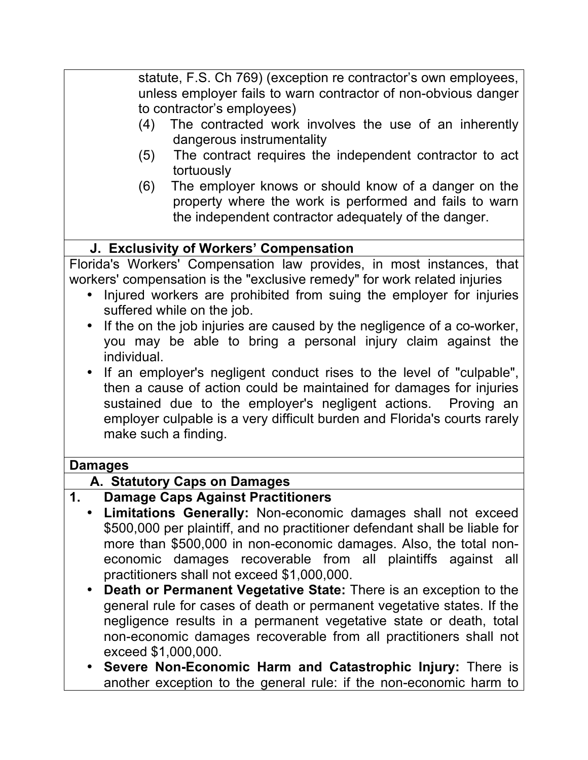statute, F.S. Ch 769) (exception re contractor's own employees, unless employer fails to warn contractor of non-obvious danger to contractor's employees)

(4) The contracted work involves the use of an inherently dangerous instrumentality

(5) The contract requires the independent contractor to act tortuously

(6) The employer knows or should know of a danger on the property where the work is performed and fails to warn the independent contractor adequately of the danger.

### J. Exclusivity of Workers' Compensation

Florida's Workers' Compensation law provides, in most instances, that workers' compensation is the "exclusive remedy" for work related injuries

- Injured workers are prohibited from suing the employer for injuries suffered while on the job.
- If the on the job injuries are caused by the negligence of a co-worker, you may be able to bring a personal injury claim against the individual.
- If an employer's negligent conduct rises to the level of "culpable", then a cause of action could be maintained for damages for injuries sustained due to the employer's negligent actions. Proving an employer culpable is a very difficult burden and Florida's courts rarely make such a finding.

## Damages

### A. Statutory Caps on Damages

#### 1. Damage Caps Against Practitioners

- **Limitations Generally:** Non-economic damages shall not exceed $500,000 per plaintiff, and no practitioner defendant shall be liable for more than $500,000 in non-economic damages. Also, the total non-economic damages recoverable from all plaintiffs against all practitioners shall not exceed $1,000,000.
- **Death or Permanent Vegetative State:** There is an exception to the general rule for cases of death or permanent vegetative states. If the negligence results in a permanent vegetative state or death, total non-economic damages recoverable from all practitioners shall not exceed $1,000,000.
- **Severe Non-Economic Harm and Catastrophic Injury:** There is another exception to the general rule: if the non-economic harm to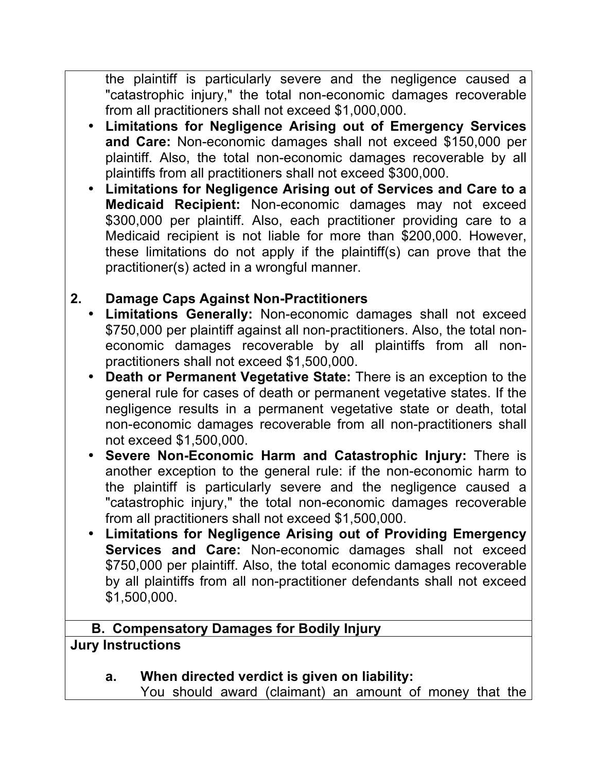the plaintiff is particularly severe and the negligence caused a "catastrophic injury," the total non-economic damages recoverable from all practitioners shall not exceed $1,000,000.

- **Limitations for Negligence Arising out of Emergency Services and Care:** Non-economic damages shall not exceed $150,000 per plaintiff. Also, the total non-economic damages recoverable by all plaintiffs from all practitioners shall not exceed $300,000.
- **Limitations for Negligence Arising out of Services and Care to a Medicaid Recipient:** Non-economic damages may not exceed $300,000 per plaintiff. Also, each practitioner providing care to a Medicaid recipient is not liable for more than $200,000. However, these limitations do not apply if the plaintiff(s) can prove that the practitioner(s) acted in a wrongful manner.

**2. Damage Caps Against Non-Practitioners**

- **Limitations Generally:** Non-economic damages shall not exceed $750,000 per plaintiff against all non-practitioners. Also, the total non-economic damages recoverable by all plaintiffs from all non-practitioners shall not exceed $1,500,000.
- **Death or Permanent Vegetative State:** There is an exception to the general rule for cases of death or permanent vegetative states. If the negligence results in a permanent vegetative state or death, total non-economic damages recoverable from all non-practitioners shall not exceed $1,500,000.
- **Severe Non-Economic Harm and Catastrophic Injury:** There is another exception to the general rule: if the non-economic harm to the plaintiff is particularly severe and the negligence caused a "catastrophic injury," the total non-economic damages recoverable from all practitioners shall not exceed $1,500,000.
- **Limitations for Negligence Arising out of Providing Emergency Services and Care:** Non-economic damages shall not exceed $750,000 per plaintiff. Also, the total economic damages recoverable by all plaintiffs from all non-practitioner defendants shall not exceed $1,500,000.

## B. Compensatory Damages for Bodily Injury

**Jury Instructions**

**a. When directed verdict is given on liability:**

You should award (claimant) an amount of money that the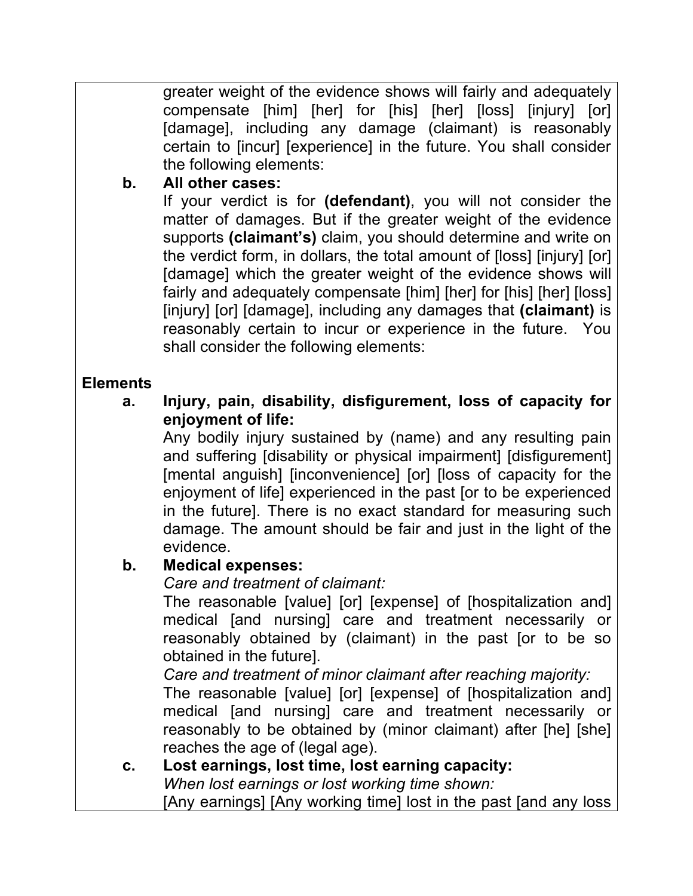greater weight of the evidence shows will fairly and adequately compensate [him] [her] for [his] [her] [loss] [injury] [or] [damage], including any damage (claimant) is reasonably certain to [incur] [experience] in the future. You shall consider the following elements:

**b. All other cases:**

If your verdict is for **(defendant)**, you will not consider the matter of damages. But if the greater weight of the evidence supports **(claimant's)** claim, you should determine and write on the verdict form, in dollars, the total amount of [loss] [injury] [or] [damage] which the greater weight of the evidence shows will fairly and adequately compensate [him] [her] for [his] [her] [loss] [injury] [or] [damage], including any damages that **(claimant)** is reasonably certain to incur or experience in the future. You shall consider the following elements:

**Elements**

**a. Injury, pain, disability, disfigurement, loss of capacity for enjoyment of life:**

Any bodily injury sustained by (name) and any resulting pain and suffering [disability or physical impairment] [disfigurement] [mental anguish] [inconvenience] [or] [loss of capacity for the enjoyment of life] experienced in the past [or to be experienced in the future]. There is no exact standard for measuring such damage. The amount should be fair and just in the light of the evidence.

**b. Medical expenses:**

*Care and treatment of claimant:*

The reasonable [value] [or] [expense] of [hospitalization and] medical [and nursing] care and treatment necessarily or reasonably obtained by (claimant) in the past [or to be so obtained in the future].

*Care and treatment of minor claimant after reaching majority:*

The reasonable [value] [or] [expense] of [hospitalization and] medical [and nursing] care and treatment necessarily or reasonably to be obtained by (minor claimant) after [he] [she] reaches the age of (legal age).

**c. Lost earnings, lost time, lost earning capacity:**

*When lost earnings or lost working time shown:*

[Any earnings] [Any working time] lost in the past [and any loss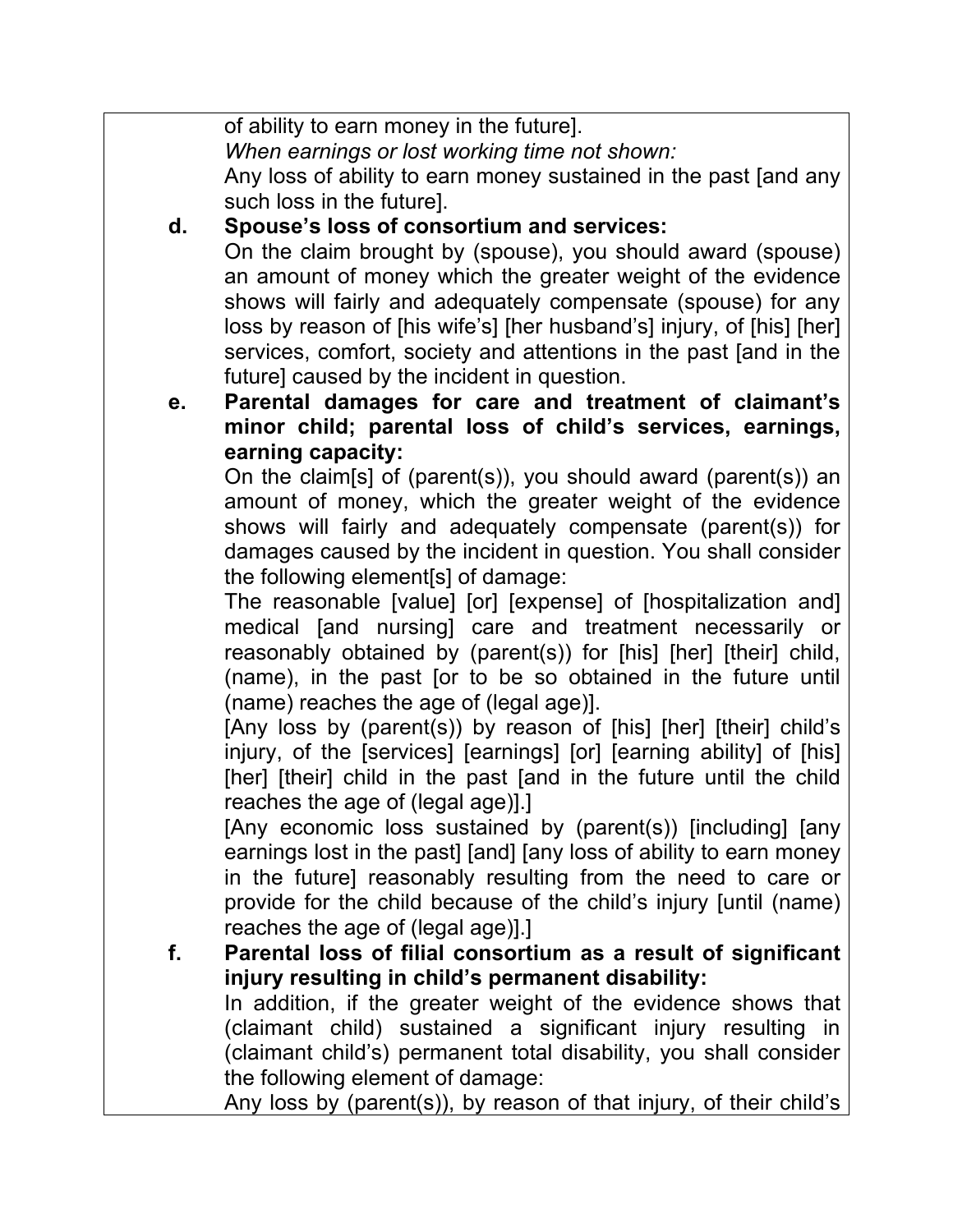of ability to earn money in the future].

*When earnings or lost working time not shown:*

Any loss of ability to earn money sustained in the past [and any such loss in the future].

**d. Spouse's loss of consortium and services:**

On the claim brought by (spouse), you should award (spouse) an amount of money which the greater weight of the evidence shows will fairly and adequately compensate (spouse) for any loss by reason of [his wife's] [her husband's] injury, of [his] [her] services, comfort, society and attentions in the past [and in the future] caused by the incident in question.

**e. Parental damages for care and treatment of claimant's minor child; parental loss of child's services, earnings, earning capacity:**

On the claim[s] of (parent(s)), you should award (parent(s)) an amount of money, which the greater weight of the evidence shows will fairly and adequately compensate (parent(s)) for damages caused by the incident in question. You shall consider the following element[s] of damage:

The reasonable [value] [or] [expense] of [hospitalization and] medical [and nursing] care and treatment necessarily or reasonably obtained by (parent(s)) for [his] [her] [their] child, (name), in the past [or to be so obtained in the future until (name) reaches the age of (legal age)].

[Any loss by (parent(s)) by reason of [his] [her] [their] child's injury, of the [services] [earnings] [or] [earning ability] of [his] [her] [their] child in the past [and in the future until the child reaches the age of (legal age)].]

[Any economic loss sustained by (parent(s)) [including] [any earnings lost in the past] [and] [any loss of ability to earn money in the future] reasonably resulting from the need to care or provide for the child because of the child's injury [until (name) reaches the age of (legal age)].]

**f. Parental loss of filial consortium as a result of significant injury resulting in child's permanent disability:**

In addition, if the greater weight of the evidence shows that (claimant child) sustained a significant injury resulting in (claimant child's) permanent total disability, you shall consider the following element of damage:

Any loss by (parent(s)), by reason of that injury, of their child's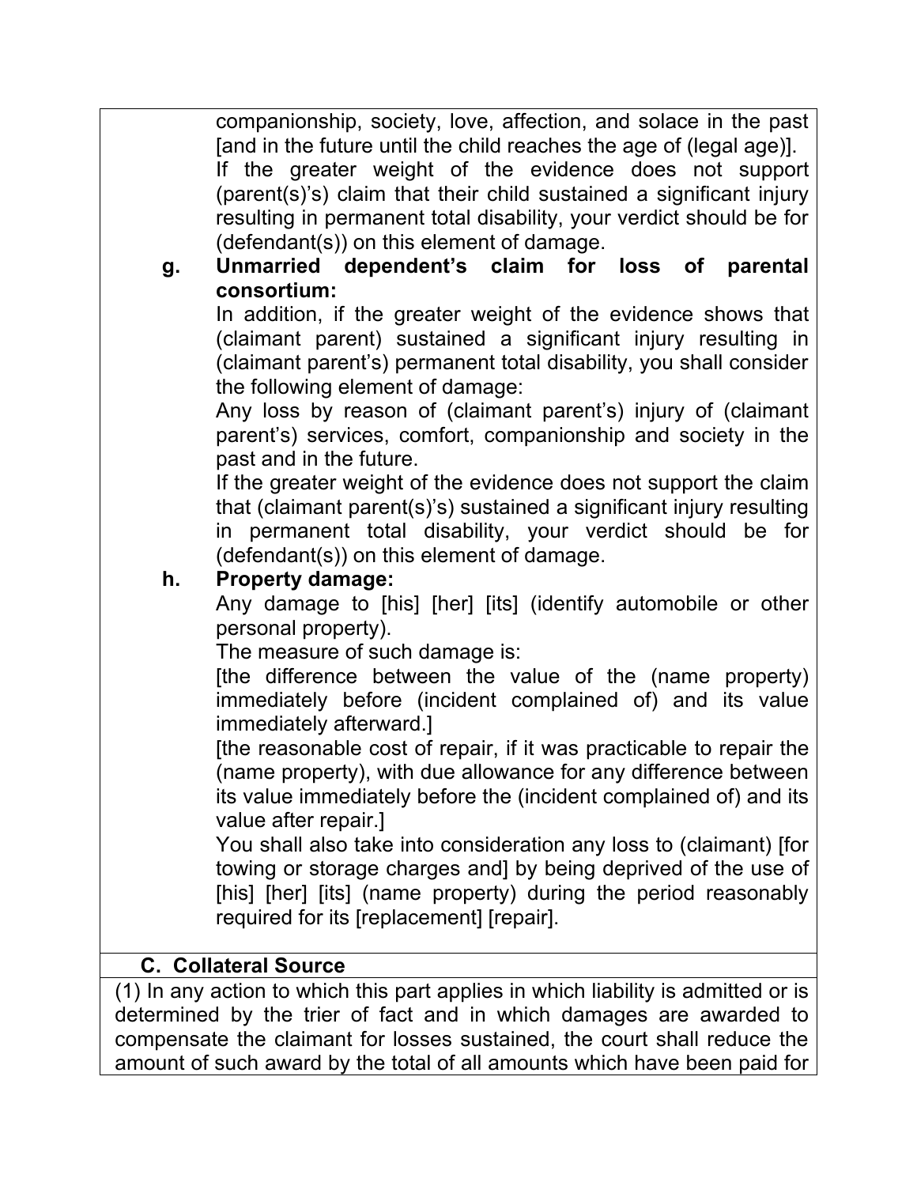companionship, society, love, affection, and solace in the past [and in the future until the child reaches the age of (legal age)].

If the greater weight of the evidence does not support (parent(s)'s) claim that their child sustained a significant injury resulting in permanent total disability, your verdict should be for (defendant(s)) on this element of damage.

**g. Unmarried dependent's claim for loss of parental consortium:**

In addition, if the greater weight of the evidence shows that (claimant parent) sustained a significant injury resulting in (claimant parent's) permanent total disability, you shall consider the following element of damage:

Any loss by reason of (claimant parent's) injury of (claimant parent's) services, comfort, companionship and society in the past and in the future.

If the greater weight of the evidence does not support the claim that (claimant parent(s)'s) sustained a significant injury resulting in permanent total disability, your verdict should be for (defendant(s)) on this element of damage.

**h. Property damage:**

Any damage to [his] [her] [its] (identify automobile or other personal property).

The measure of such damage is:

[the difference between the value of the (name property) immediately before (incident complained of) and its value immediately afterward.]

[the reasonable cost of repair, if it was practicable to repair the (name property), with due allowance for any difference between its value immediately before the (incident complained of) and its value after repair.]

You shall also take into consideration any loss to (claimant) [for towing or storage charges and] by being deprived of the use of [his] [her] [its] (name property) during the period reasonably required for its [replacement] [repair].

**C. Collateral Source**

(1) In any action to which this part applies in which liability is admitted or is determined by the trier of fact and in which damages are awarded to compensate the claimant for losses sustained, the court shall reduce the amount of such award by the total of all amounts which have been paid for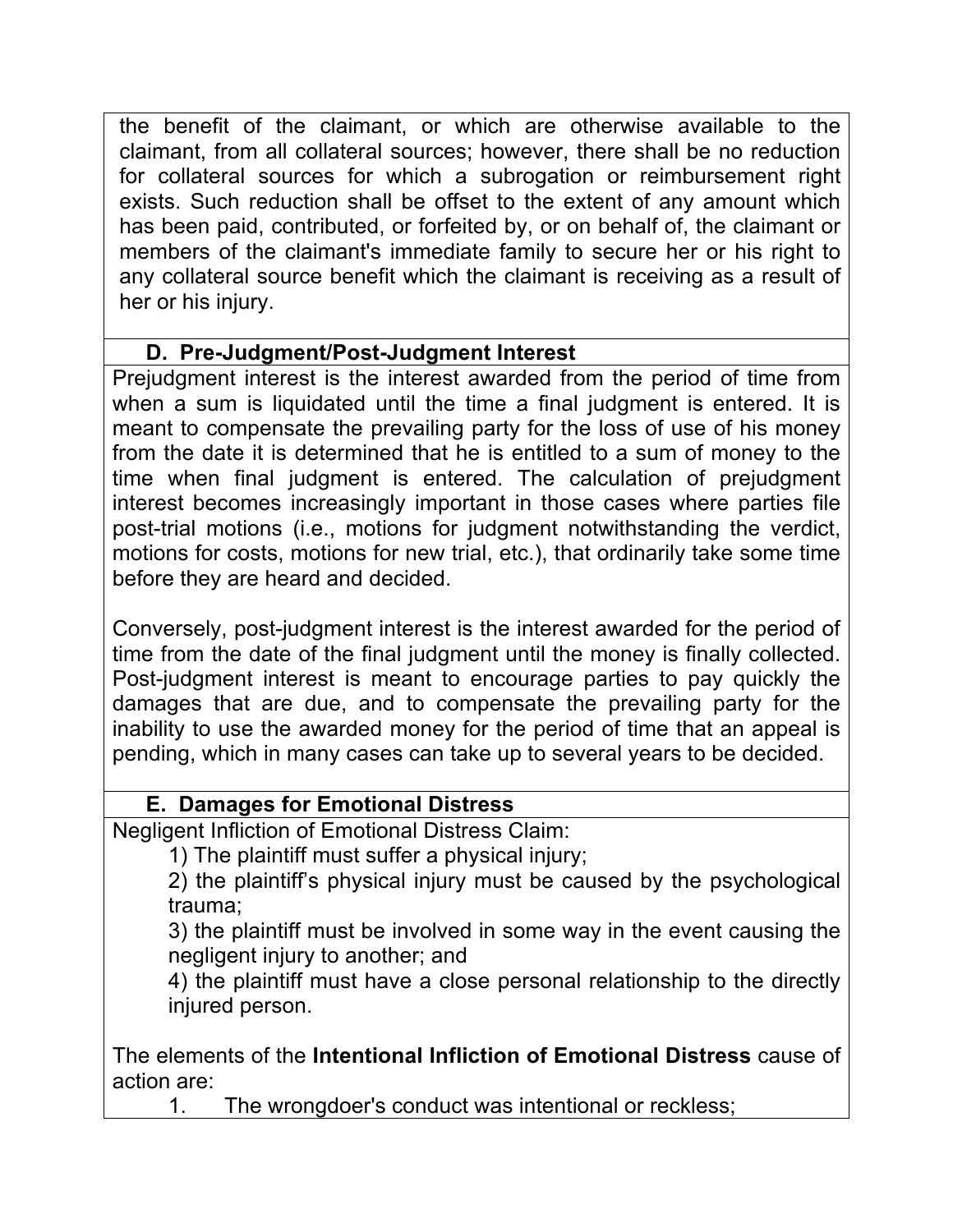the benefit of the claimant, or which are otherwise available to the claimant, from all collateral sources; however, there shall be no reduction for collateral sources for which a subrogation or reimbursement right exists. Such reduction shall be offset to the extent of any amount which has been paid, contributed, or forfeited by, or on behalf of, the claimant or members of the claimant's immediate family to secure her or his right to any collateral source benefit which the claimant is receiving as a result of her or his injury.

### D. Pre-Judgment/Post-Judgment Interest

Prejudgment interest is the interest awarded from the period of time from when a sum is liquidated until the time a final judgment is entered. It is meant to compensate the prevailing party for the loss of use of his money from the date it is determined that he is entitled to a sum of money to the time when final judgment is entered. The calculation of prejudgment interest becomes increasingly important in those cases where parties file post-trial motions (i.e., motions for judgment notwithstanding the verdict, motions for costs, motions for new trial, etc.), that ordinarily take some time before they are heard and decided.

Conversely, post-judgment interest is the interest awarded for the period of time from the date of the final judgment until the money is finally collected. Post-judgment interest is meant to encourage parties to pay quickly the damages that are due, and to compensate the prevailing party for the inability to use the awarded money for the period of time that an appeal is pending, which in many cases can take up to several years to be decided.

### E. Damages for Emotional Distress

Negligent Infliction of Emotional Distress Claim:

1) The plaintiff must suffer a physical injury;

2) the plaintiff's physical injury must be caused by the psychological trauma;

3) the plaintiff must be involved in some way in the event causing the negligent injury to another; and

4) the plaintiff must have a close personal relationship to the directly injured person.

The elements of the **Intentional Infliction of Emotional Distress** cause of action are:

1. The wrongdoer's conduct was intentional or reckless;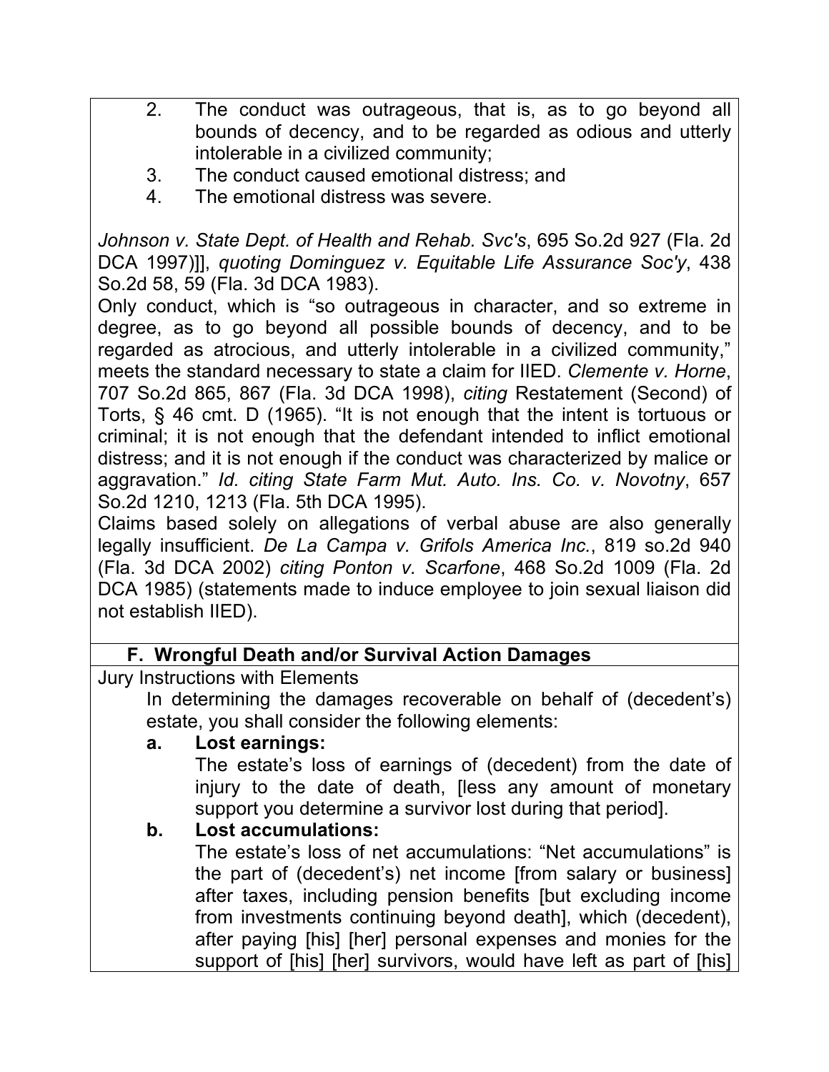2. The conduct was outrageous, that is, as to go beyond all bounds of decency, and to be regarded as odious and utterly intolerable in a civilized community;
3. The conduct caused emotional distress; and
4. The emotional distress was severe.

*Johnson v. State Dept. of Health and Rehab. Svc's*, 695 So.2d 927 (Fla. 2d DCA 1997)]], *quoting Dominguez v. Equitable Life Assurance Soc'y*, 438 So.2d 58, 59 (Fla. 3d DCA 1983).

Only conduct, which is "so outrageous in character, and so extreme in degree, as to go beyond all possible bounds of decency, and to be regarded as atrocious, and utterly intolerable in a civilized community," meets the standard necessary to state a claim for IIED. *Clemente v. Horne*, 707 So.2d 865, 867 (Fla. 3d DCA 1998), *citing* Restatement (Second) of Torts, § 46 cmt. D (1965). "It is not enough that the intent is tortuous or criminal; it is not enough that the defendant intended to inflict emotional distress; and it is not enough if the conduct was characterized by malice or aggravation." *Id. citing State Farm Mut. Auto. Ins. Co. v. Novotny*, 657 So.2d 1210, 1213 (Fla. 5th DCA 1995).

Claims based solely on allegations of verbal abuse are also generally legally insufficient. *De La Campa v. Grifols America Inc.*, 819 so.2d 940 (Fla. 3d DCA 2002) *citing Ponton v. Scarfone*, 468 So.2d 1009 (Fla. 2d DCA 1985) (statements made to induce employee to join sexual liaison did not establish IIED).

## F. Wrongful Death and/or Survival Action Damages

Jury Instructions with Elements

In determining the damages recoverable on behalf of (decedent's) estate, you shall consider the following elements:

**a. Lost earnings:**

The estate's loss of earnings of (decedent) from the date of injury to the date of death, [less any amount of monetary support you determine a survivor lost during that period].

**b. Lost accumulations:**

The estate's loss of net accumulations: "Net accumulations" is the part of (decedent's) net income [from salary or business] after taxes, including pension benefits [but excluding income from investments continuing beyond death], which (decedent), after paying [his] [her] personal expenses and monies for the support of [his] [her] survivors, would have left as part of [his]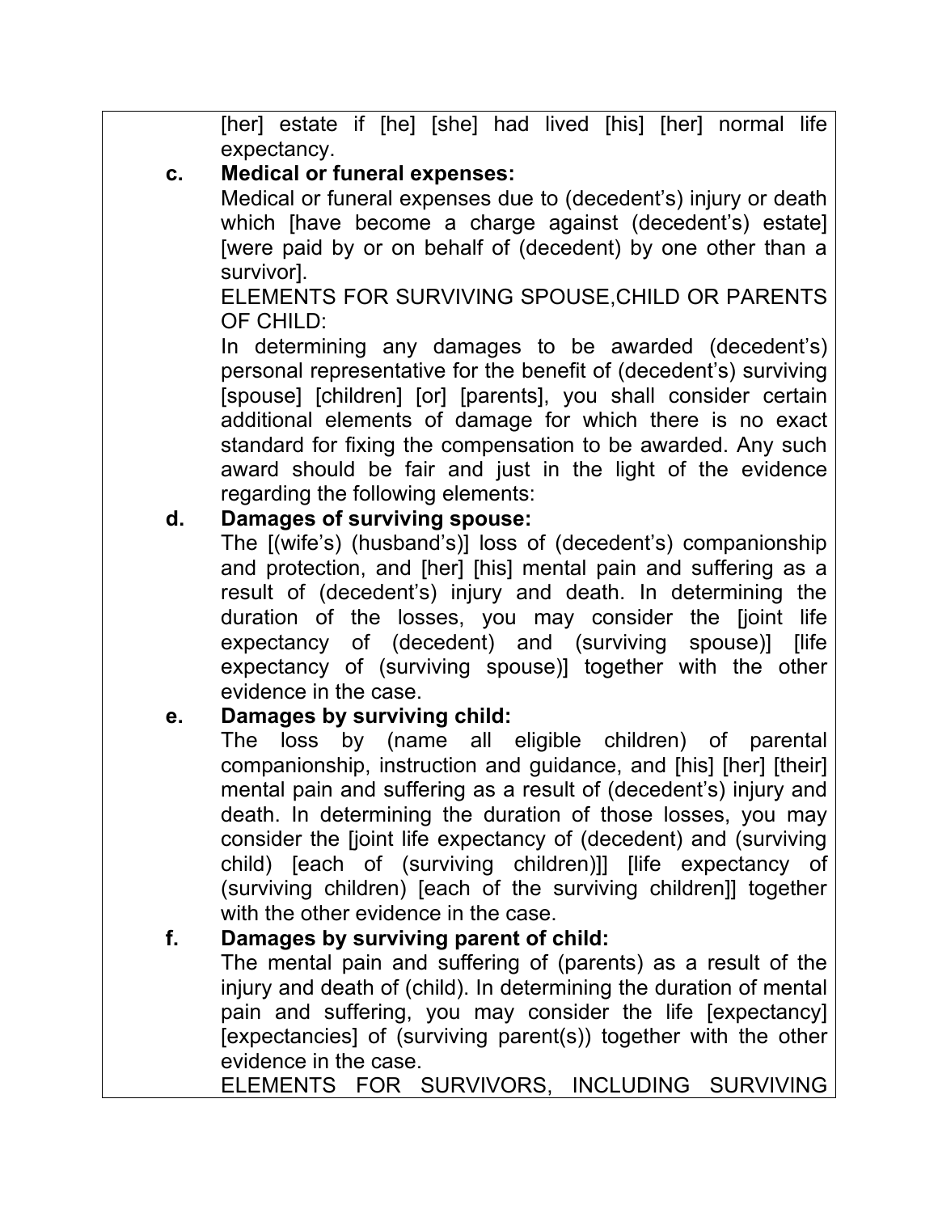[her] estate if [he] [she] had lived [his] [her] normal life expectancy.

**c. Medical or funeral expenses:**

Medical or funeral expenses due to (decedent's) injury or death which [have become a charge against (decedent's) estate] [were paid by or on behalf of (decedent) by one other than a survivor].

ELEMENTS FOR SURVIVING SPOUSE,CHILD OR PARENTS OF CHILD:

In determining any damages to be awarded (decedent's) personal representative for the benefit of (decedent's) surviving [spouse] [children] [or] [parents], you shall consider certain additional elements of damage for which there is no exact standard for fixing the compensation to be awarded. Any such award should be fair and just in the light of the evidence regarding the following elements:

**d. Damages of surviving spouse:**

The [(wife's) (husband's)] loss of (decedent's) companionship and protection, and [her] [his] mental pain and suffering as a result of (decedent's) injury and death. In determining the duration of the losses, you may consider the [joint life expectancy of (decedent) and (surviving spouse)] [life expectancy of (surviving spouse)] together with the other evidence in the case.

**e. Damages by surviving child:**

The loss by (name all eligible children) of parental companionship, instruction and guidance, and [his] [her] [their] mental pain and suffering as a result of (decedent's) injury and death. In determining the duration of those losses, you may consider the [joint life expectancy of (decedent) and (surviving child) [each of (surviving children)]] [life expectancy of (surviving children) [each of the surviving children]] together with the other evidence in the case.

**f. Damages by surviving parent of child:**

The mental pain and suffering of (parents) as a result of the injury and death of (child). In determining the duration of mental pain and suffering, you may consider the life [expectancy] [expectancies] of (surviving parent(s)) together with the other evidence in the case.

ELEMENTS FOR SURVIVORS, INCLUDING SURVIVING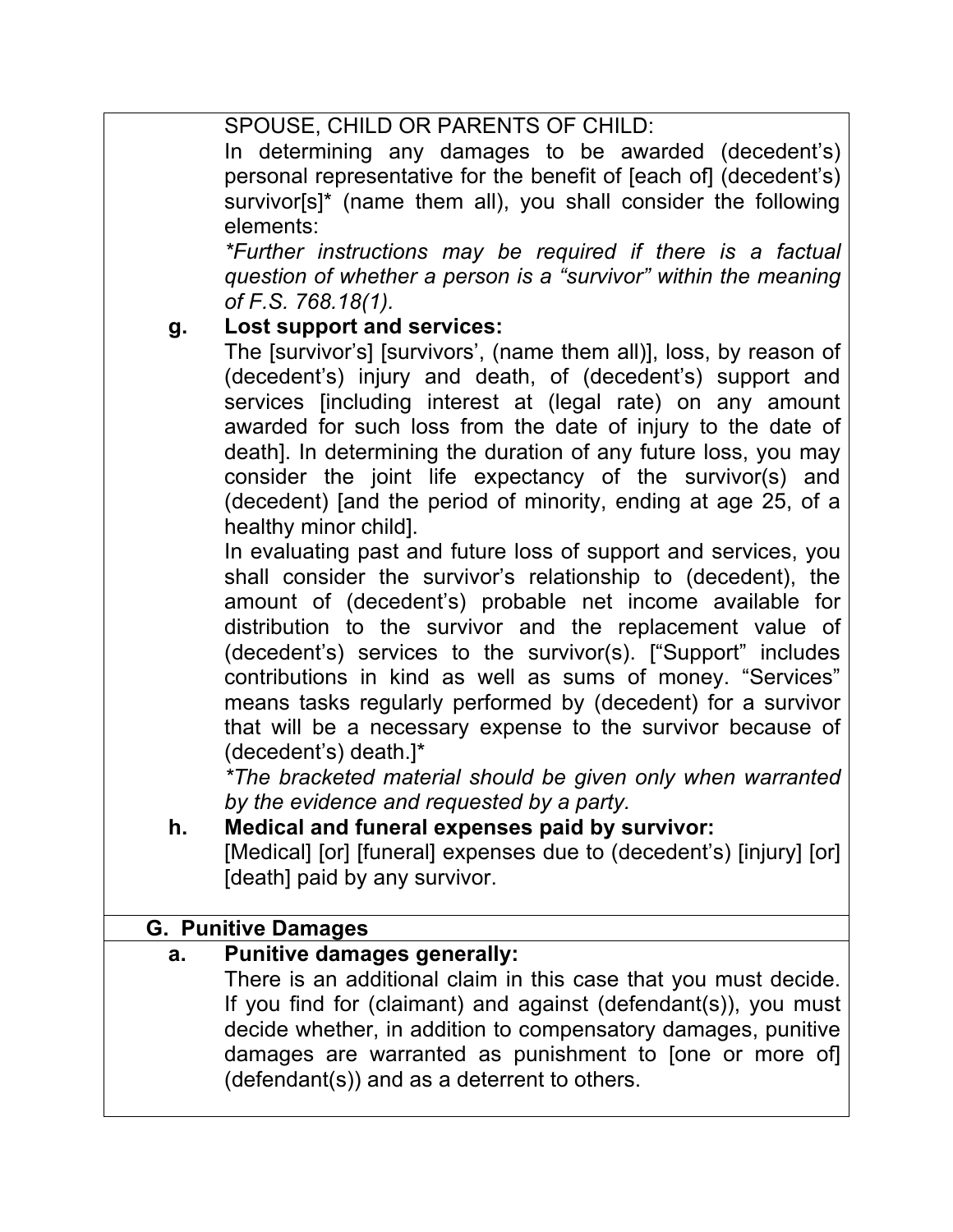SPOUSE, CHILD OR PARENTS OF CHILD:

In determining any damages to be awarded (decedent's) personal representative for the benefit of [each of] (decedent's) survivor[s]* (name them all), you shall consider the following elements:

*\*Further instructions may be required if there is a factual question of whether a person is a "survivor" within the meaning of F.S. 768.18(1).*

**g. Lost support and services:**

The [survivor's] [survivors', (name them all)], loss, by reason of (decedent's) injury and death, of (decedent's) support and services [including interest at (legal rate) on any amount awarded for such loss from the date of injury to the date of death]. In determining the duration of any future loss, you may consider the joint life expectancy of the survivor(s) and (decedent) [and the period of minority, ending at age 25, of a healthy minor child].

In evaluating past and future loss of support and services, you shall consider the survivor's relationship to (decedent), the amount of (decedent's) probable net income available for distribution to the survivor and the replacement value of (decedent's) services to the survivor(s). ["Support" includes contributions in kind as well as sums of money. "Services" means tasks regularly performed by (decedent) for a survivor that will be a necessary expense to the survivor because of (decedent's) death.]*

*\*The bracketed material should be given only when warranted by the evidence and requested by a party.*

**h. Medical and funeral expenses paid by survivor:**

[Medical] [or] [funeral] expenses due to (decedent's) [injury] [or] [death] paid by any survivor.

## G. Punitive Damages

**a. Punitive damages generally:**

There is an additional claim in this case that you must decide. If you find for (claimant) and against (defendant(s)), you must decide whether, in addition to compensatory damages, punitive damages are warranted as punishment to [one or more of] (defendant(s)) and as a deterrent to others.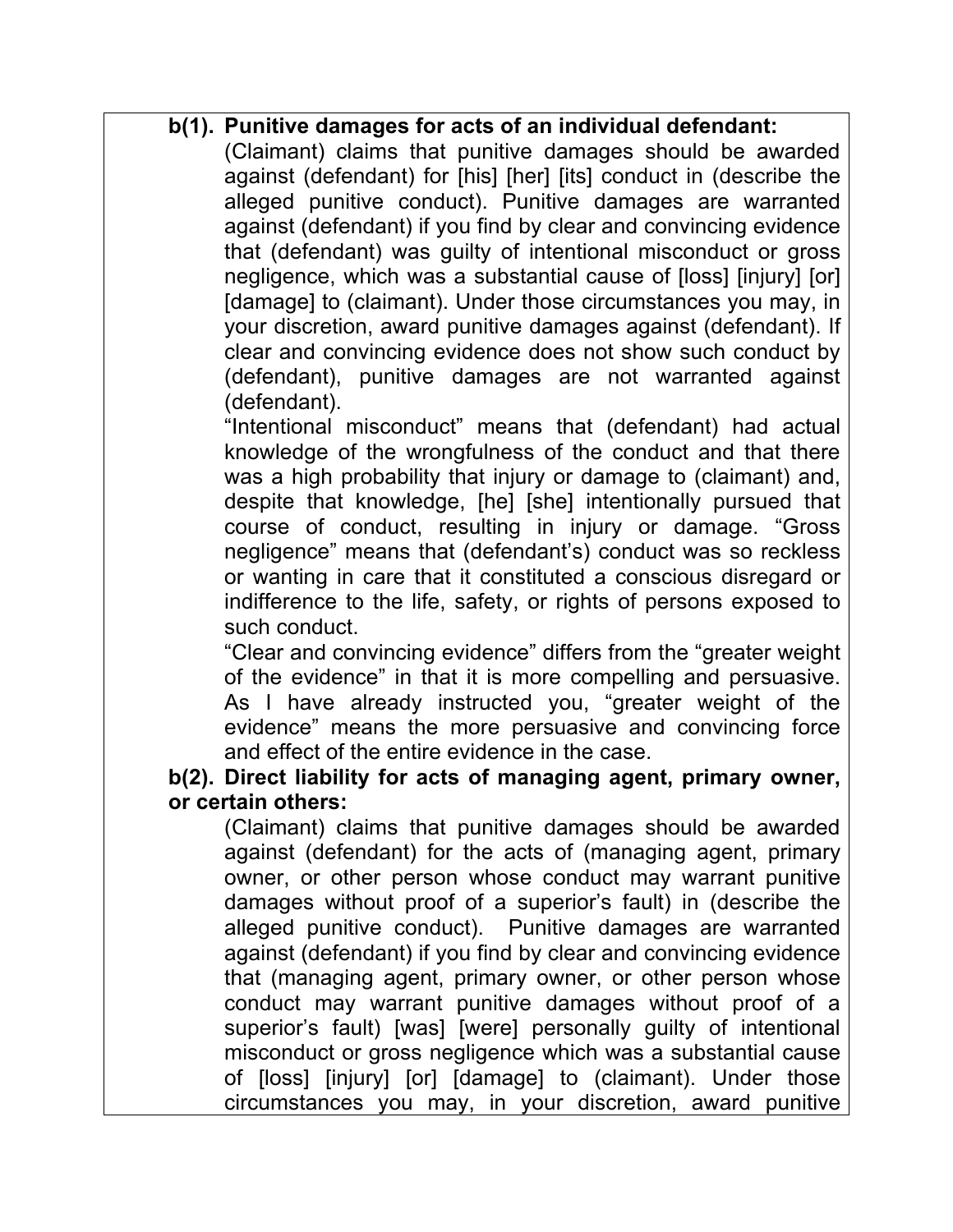**b(1). Punitive damages for acts of an individual defendant:**

(Claimant) claims that punitive damages should be awarded against (defendant) for [his] [her] [its] conduct in (describe the alleged punitive conduct). Punitive damages are warranted against (defendant) if you find by clear and convincing evidence that (defendant) was guilty of intentional misconduct or gross negligence, which was a substantial cause of [loss] [injury] [or] [damage] to (claimant). Under those circumstances you may, in your discretion, award punitive damages against (defendant). If clear and convincing evidence does not show such conduct by (defendant), punitive damages are not warranted against (defendant).

"Intentional misconduct" means that (defendant) had actual knowledge of the wrongfulness of the conduct and that there was a high probability that injury or damage to (claimant) and, despite that knowledge, [he] [she] intentionally pursued that course of conduct, resulting in injury or damage. "Gross negligence" means that (defendant's) conduct was so reckless or wanting in care that it constituted a conscious disregard or indifference to the life, safety, or rights of persons exposed to such conduct.

"Clear and convincing evidence" differs from the "greater weight of the evidence" in that it is more compelling and persuasive. As I have already instructed you, "greater weight of the evidence" means the more persuasive and convincing force and effect of the entire evidence in the case.

**b(2). Direct liability for acts of managing agent, primary owner, or certain others:**

(Claimant) claims that punitive damages should be awarded against (defendant) for the acts of (managing agent, primary owner, or other person whose conduct may warrant punitive damages without proof of a superior's fault) in (describe the alleged punitive conduct). Punitive damages are warranted against (defendant) if you find by clear and convincing evidence that (managing agent, primary owner, or other person whose conduct may warrant punitive damages without proof of a superior's fault) [was] [were] personally guilty of intentional misconduct or gross negligence which was a substantial cause of [loss] [injury] [or] [damage] to (claimant). Under those circumstances you may, in your discretion, award punitive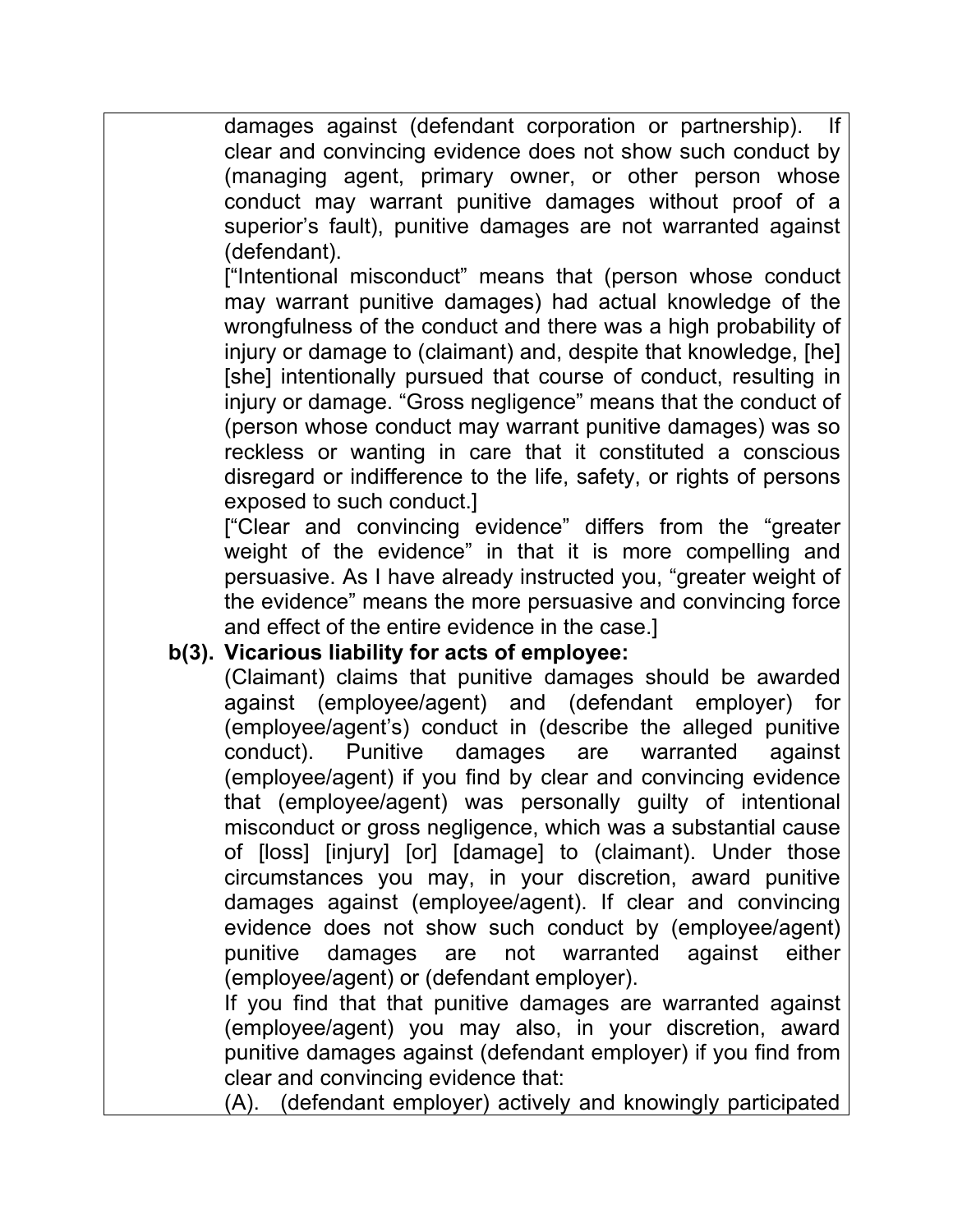damages against (defendant corporation or partnership). If clear and convincing evidence does not show such conduct by (managing agent, primary owner, or other person whose conduct may warrant punitive damages without proof of a superior's fault), punitive damages are not warranted against (defendant).

["Intentional misconduct" means that (person whose conduct may warrant punitive damages) had actual knowledge of the wrongfulness of the conduct and there was a high probability of injury or damage to (claimant) and, despite that knowledge, [he] [she] intentionally pursued that course of conduct, resulting in injury or damage. "Gross negligence" means that the conduct of (person whose conduct may warrant punitive damages) was so reckless or wanting in care that it constituted a conscious disregard or indifference to the life, safety, or rights of persons exposed to such conduct.]

["Clear and convincing evidence" differs from the "greater weight of the evidence" in that it is more compelling and persuasive. As I have already instructed you, "greater weight of the evidence" means the more persuasive and convincing force and effect of the entire evidence in the case.]

**b(3). Vicarious liability for acts of employee:**

(Claimant) claims that punitive damages should be awarded against (employee/agent) and (defendant employer) for (employee/agent's) conduct in (describe the alleged punitive conduct). Punitive damages are warranted against (employee/agent) if you find by clear and convincing evidence that (employee/agent) was personally guilty of intentional misconduct or gross negligence, which was a substantial cause of [loss] [injury] [or] [damage] to (claimant). Under those circumstances you may, in your discretion, award punitive damages against (employee/agent). If clear and convincing evidence does not show such conduct by (employee/agent) punitive damages are not warranted against either (employee/agent) or (defendant employer).

If you find that that punitive damages are warranted against (employee/agent) you may also, in your discretion, award punitive damages against (defendant employer) if you find from clear and convincing evidence that:

(A). (defendant employer) actively and knowingly participated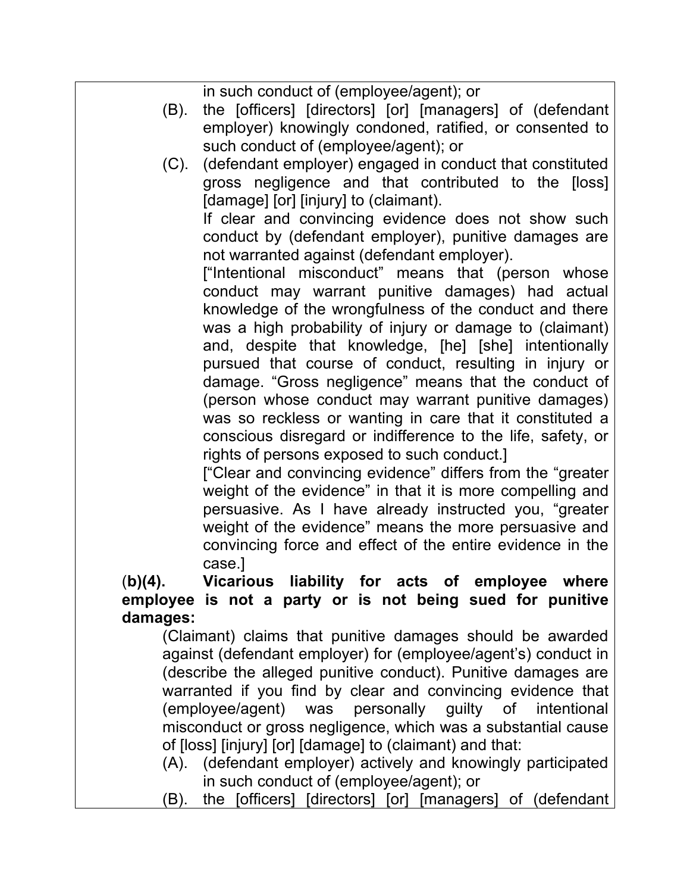in such conduct of (employee/agent); or

(B). the [officers] [directors] [or] [managers] of (defendant employer) knowingly condoned, ratified, or consented to such conduct of (employee/agent); or

(C). (defendant employer) engaged in conduct that constituted gross negligence and that contributed to the [loss] [damage] [or] [injury] to (claimant).

If clear and convincing evidence does not show such conduct by (defendant employer), punitive damages are not warranted against (defendant employer).

["Intentional misconduct" means that (person whose conduct may warrant punitive damages) had actual knowledge of the wrongfulness of the conduct and there was a high probability of injury or damage to (claimant) and, despite that knowledge, [he] [she] intentionally pursued that course of conduct, resulting in injury or damage. "Gross negligence" means that the conduct of (person whose conduct may warrant punitive damages) was so reckless or wanting in care that it constituted a conscious disregard or indifference to the life, safety, or rights of persons exposed to such conduct.]

["Clear and convincing evidence" differs from the "greater weight of the evidence" in that it is more compelling and persuasive. As I have already instructed you, "greater weight of the evidence" means the more persuasive and convincing force and effect of the entire evidence in the case.]

**(b)(4). Vicarious liability for acts of employee where employee is not a party or is not being sued for punitive damages:**

(Claimant) claims that punitive damages should be awarded against (defendant employer) for (employee/agent's) conduct in (describe the alleged punitive conduct). Punitive damages are warranted if you find by clear and convincing evidence that (employee/agent) was personally guilty of intentional misconduct or gross negligence, which was a substantial cause of [loss] [injury] [or] [damage] to (claimant) and that:

(A). (defendant employer) actively and knowingly participated in such conduct of (employee/agent); or

(B). the [officers] [directors] [or] [managers] of (defendant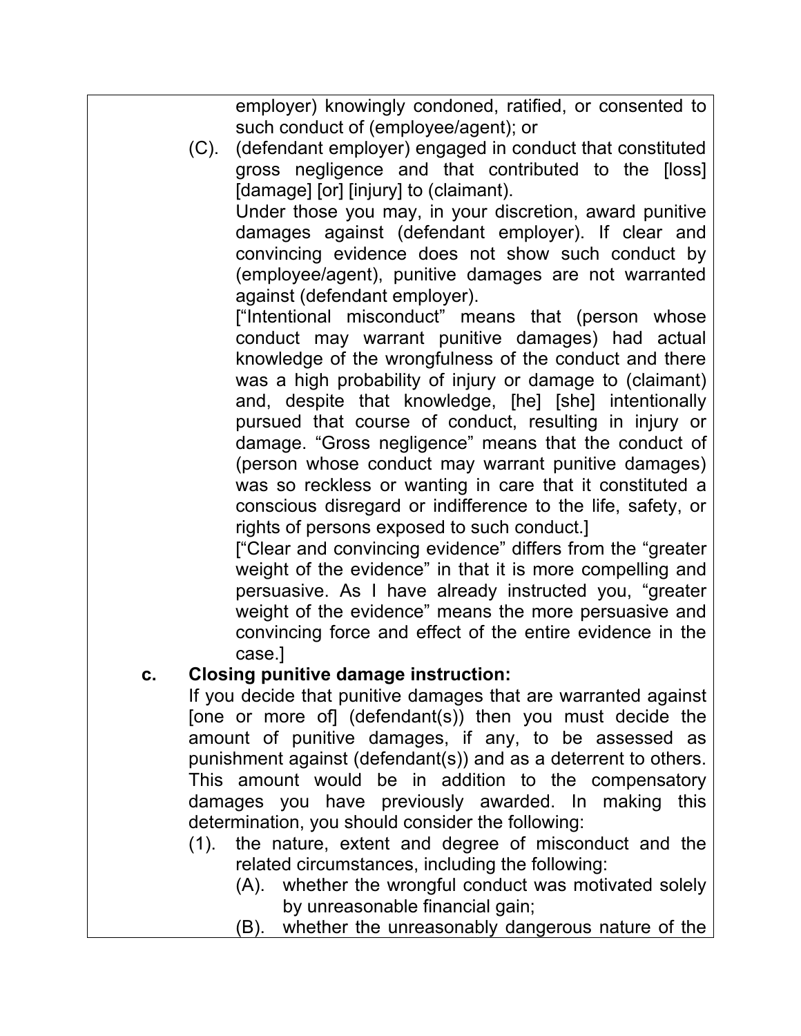employer) knowingly condoned, ratified, or consented to such conduct of (employee/agent); or

(C). (defendant employer) engaged in conduct that constituted gross negligence and that contributed to the [loss] [damage] [or] [injury] to (claimant).

Under those you may, in your discretion, award punitive damages against (defendant employer). If clear and convincing evidence does not show such conduct by (employee/agent), punitive damages are not warranted against (defendant employer).

["Intentional misconduct" means that (person whose conduct may warrant punitive damages) had actual knowledge of the wrongfulness of the conduct and there was a high probability of injury or damage to (claimant) and, despite that knowledge, [he] [she] intentionally pursued that course of conduct, resulting in injury or damage. "Gross negligence" means that the conduct of (person whose conduct may warrant punitive damages) was so reckless or wanting in care that it constituted a conscious disregard or indifference to the life, safety, or rights of persons exposed to such conduct.]

["Clear and convincing evidence" differs from the "greater weight of the evidence" in that it is more compelling and persuasive. As I have already instructed you, "greater weight of the evidence" means the more persuasive and convincing force and effect of the entire evidence in the case.]

**c. Closing punitive damage instruction:**

If you decide that punitive damages that are warranted against [one or more of] (defendant(s)) then you must decide the amount of punitive damages, if any, to be assessed as punishment against (defendant(s)) and as a deterrent to others. This amount would be in addition to the compensatory damages you have previously awarded. In making this determination, you should consider the following:

(1). the nature, extent and degree of misconduct and the related circumstances, including the following:

(A). whether the wrongful conduct was motivated solely by unreasonable financial gain;

(B). whether the unreasonably dangerous nature of the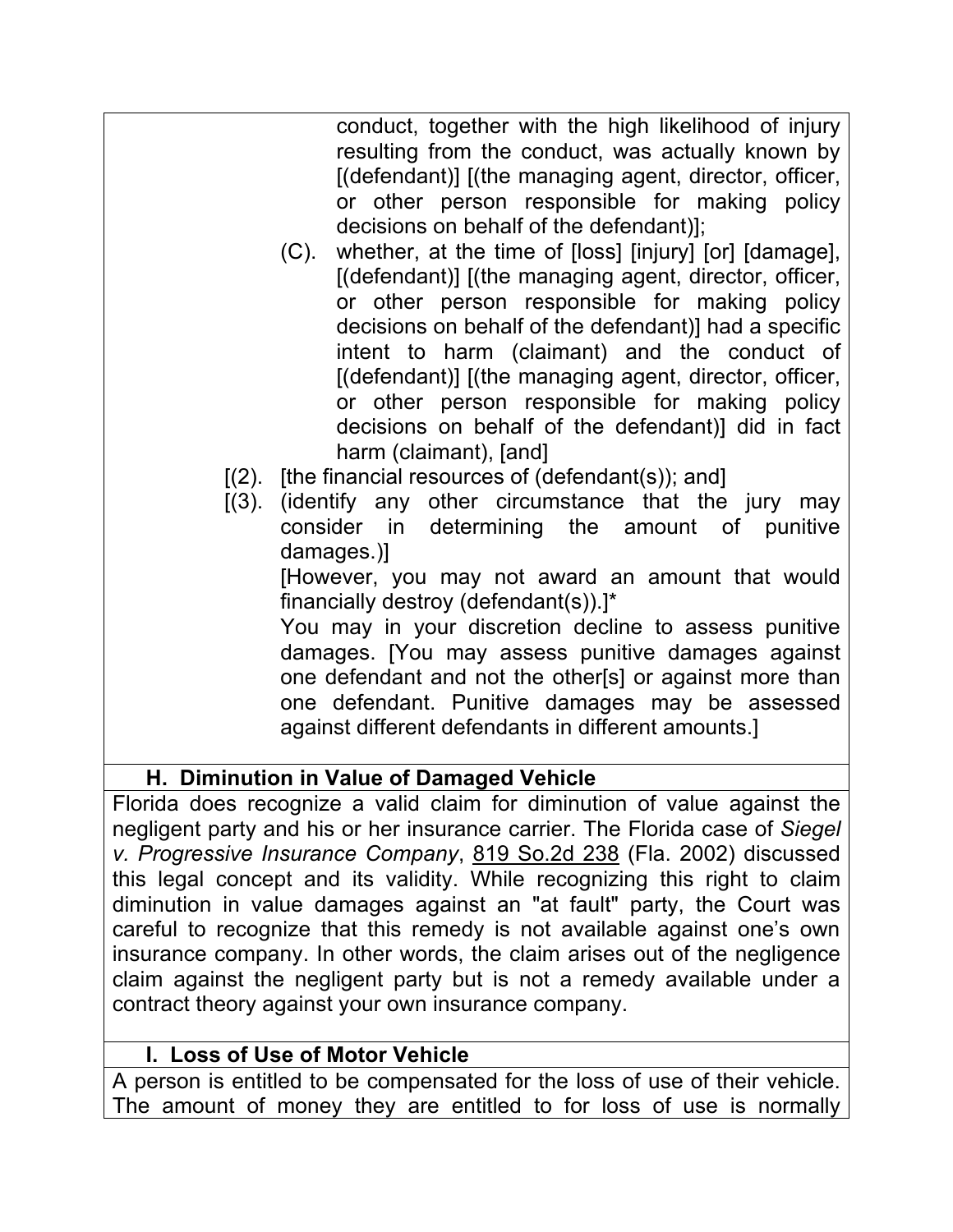conduct, together with the high likelihood of injury resulting from the conduct, was actually known by [(defendant)] [(the managing agent, director, officer, or other person responsible for making policy decisions on behalf of the defendant)];

(C). whether, at the time of [loss] [injury] [or] [damage], [(defendant)] [(the managing agent, director, officer, or other person responsible for making policy decisions on behalf of the defendant)] had a specific intent to harm (claimant) and the conduct of [(defendant)] [(the managing agent, director, officer, or other person responsible for making policy decisions on behalf of the defendant)] did in fact harm (claimant), [and]

[(2). [the financial resources of (defendant(s)); and]

[(3). (identify any other circumstance that the jury may consider in determining the amount of punitive damages.)]

[However, you may not award an amount that would financially destroy (defendant(s)).]*

You may in your discretion decline to assess punitive damages. [You may assess punitive damages against one defendant and not the other[s] or against more than one defendant. Punitive damages may be assessed against different defendants in different amounts.]

### H. Diminution in Value of Damaged Vehicle

Florida does recognize a valid claim for diminution of value against the negligent party and his or her insurance carrier. The Florida case of *Siegel v. Progressive Insurance Company*, 819 So.2d 238 (Fla. 2002) discussed this legal concept and its validity. While recognizing this right to claim diminution in value damages against an "at fault" party, the Court was careful to recognize that this remedy is not available against one's own insurance company. In other words, the claim arises out of the negligence claim against the negligent party but is not a remedy available under a contract theory against your own insurance company.

### I. Loss of Use of Motor Vehicle

A person is entitled to be compensated for the loss of use of their vehicle. The amount of money they are entitled to for loss of use is normally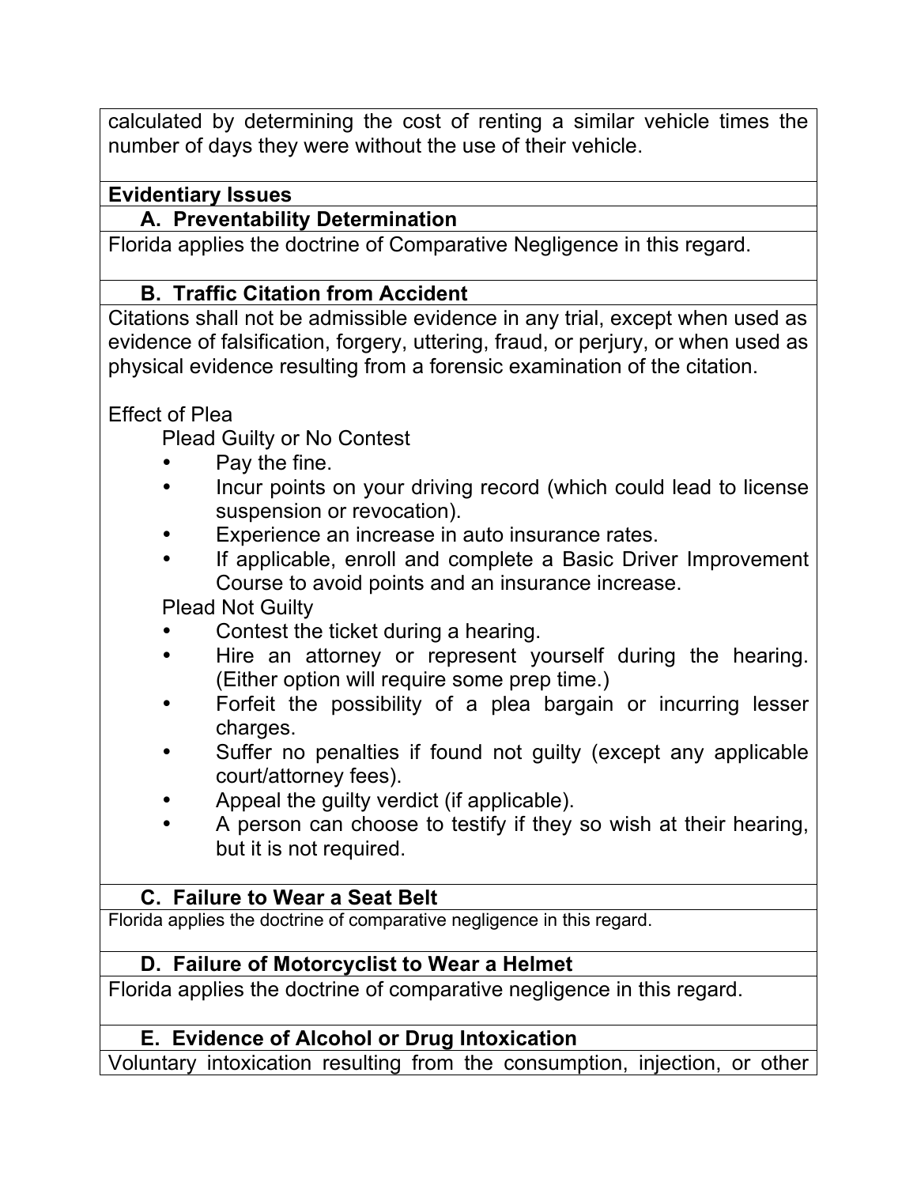calculated by determining the cost of renting a similar vehicle times the number of days they were without the use of their vehicle.

## Evidentiary Issues

### A. Preventability Determination

Florida applies the doctrine of Comparative Negligence in this regard.

### B. Traffic Citation from Accident

Citations shall not be admissible evidence in any trial, except when used as evidence of falsification, forgery, uttering, fraud, or perjury, or when used as physical evidence resulting from a forensic examination of the citation.

Effect of Plea

Plead Guilty or No Contest

- Pay the fine.
- Incur points on your driving record (which could lead to license suspension or revocation).
- Experience an increase in auto insurance rates.
- If applicable, enroll and complete a Basic Driver Improvement Course to avoid points and an insurance increase.

Plead Not Guilty

- Contest the ticket during a hearing.
- Hire an attorney or represent yourself during the hearing. (Either option will require some prep time.)
- Forfeit the possibility of a plea bargain or incurring lesser charges.
- Suffer no penalties if found not guilty (except any applicable court/attorney fees).
- Appeal the guilty verdict (if applicable).
- A person can choose to testify if they so wish at their hearing, but it is not required.

### C. Failure to Wear a Seat Belt

Florida applies the doctrine of comparative negligence in this regard.

### D. Failure of Motorcyclist to Wear a Helmet

Florida applies the doctrine of comparative negligence in this regard.

### E. Evidence of Alcohol or Drug Intoxication

Voluntary intoxication resulting from the consumption, injection, or other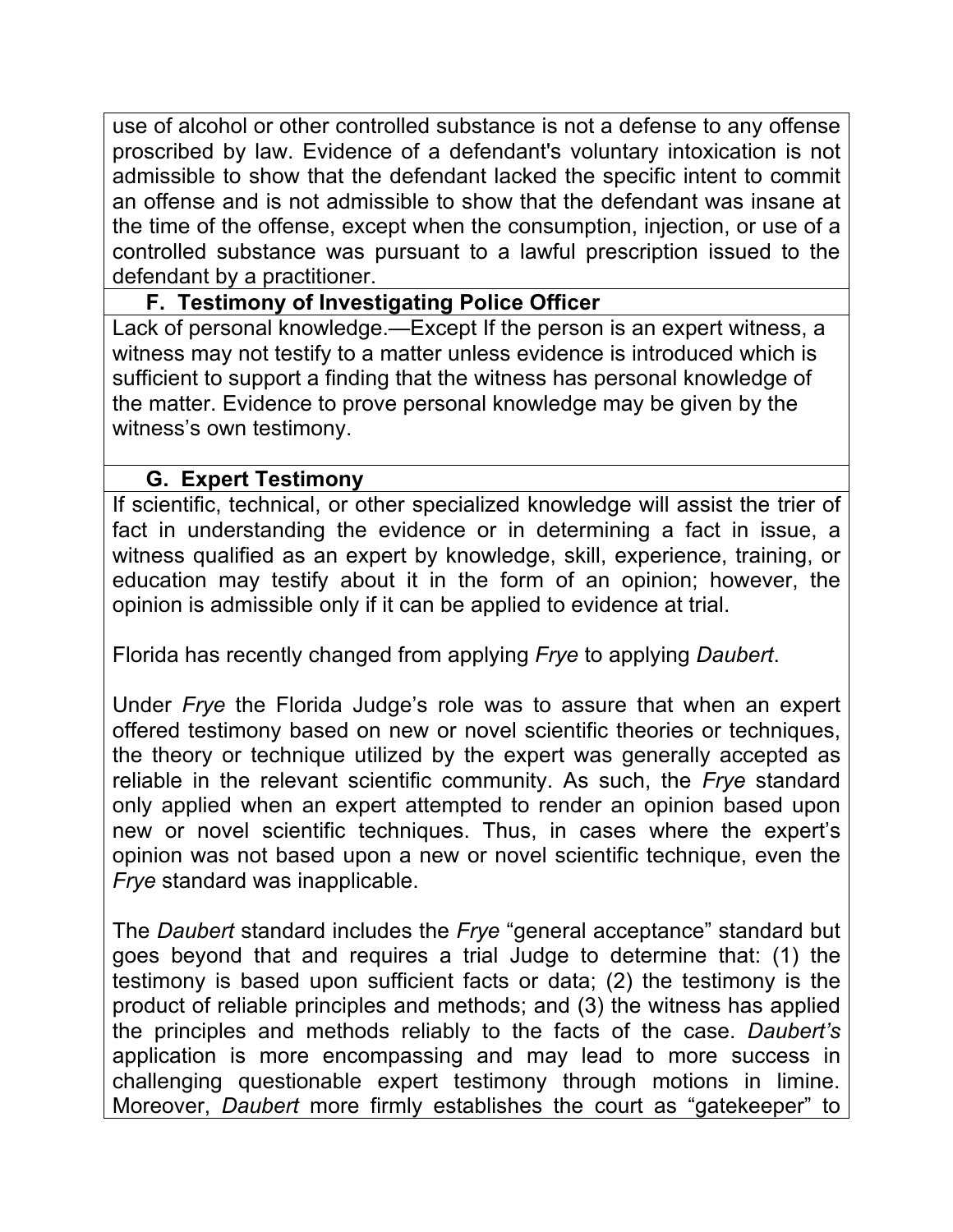use of alcohol or other controlled substance is not a defense to any offense proscribed by law. Evidence of a defendant's voluntary intoxication is not admissible to show that the defendant lacked the specific intent to commit an offense and is not admissible to show that the defendant was insane at the time of the offense, except when the consumption, injection, or use of a controlled substance was pursuant to a lawful prescription issued to the defendant by a practitioner.

### F. Testimony of Investigating Police Officer

Lack of personal knowledge.—Except If the person is an expert witness, a witness may not testify to a matter unless evidence is introduced which is sufficient to support a finding that the witness has personal knowledge of the matter. Evidence to prove personal knowledge may be given by the witness's own testimony.

### G. Expert Testimony

If scientific, technical, or other specialized knowledge will assist the trier of fact in understanding the evidence or in determining a fact in issue, a witness qualified as an expert by knowledge, skill, experience, training, or education may testify about it in the form of an opinion; however, the opinion is admissible only if it can be applied to evidence at trial.

Florida has recently changed from applying *Frye* to applying *Daubert*.

Under *Frye* the Florida Judge's role was to assure that when an expert offered testimony based on new or novel scientific theories or techniques, the theory or technique utilized by the expert was generally accepted as reliable in the relevant scientific community. As such, the *Frye* standard only applied when an expert attempted to render an opinion based upon new or novel scientific techniques. Thus, in cases where the expert's opinion was not based upon a new or novel scientific technique, even the *Frye* standard was inapplicable.

The *Daubert* standard includes the *Frye* "general acceptance" standard but goes beyond that and requires a trial Judge to determine that: (1) the testimony is based upon sufficient facts or data; (2) the testimony is the product of reliable principles and methods; and (3) the witness has applied the principles and methods reliably to the facts of the case. *Daubert's* application is more encompassing and may lead to more success in challenging questionable expert testimony through motions in limine. Moreover, *Daubert* more firmly establishes the court as "gatekeeper" to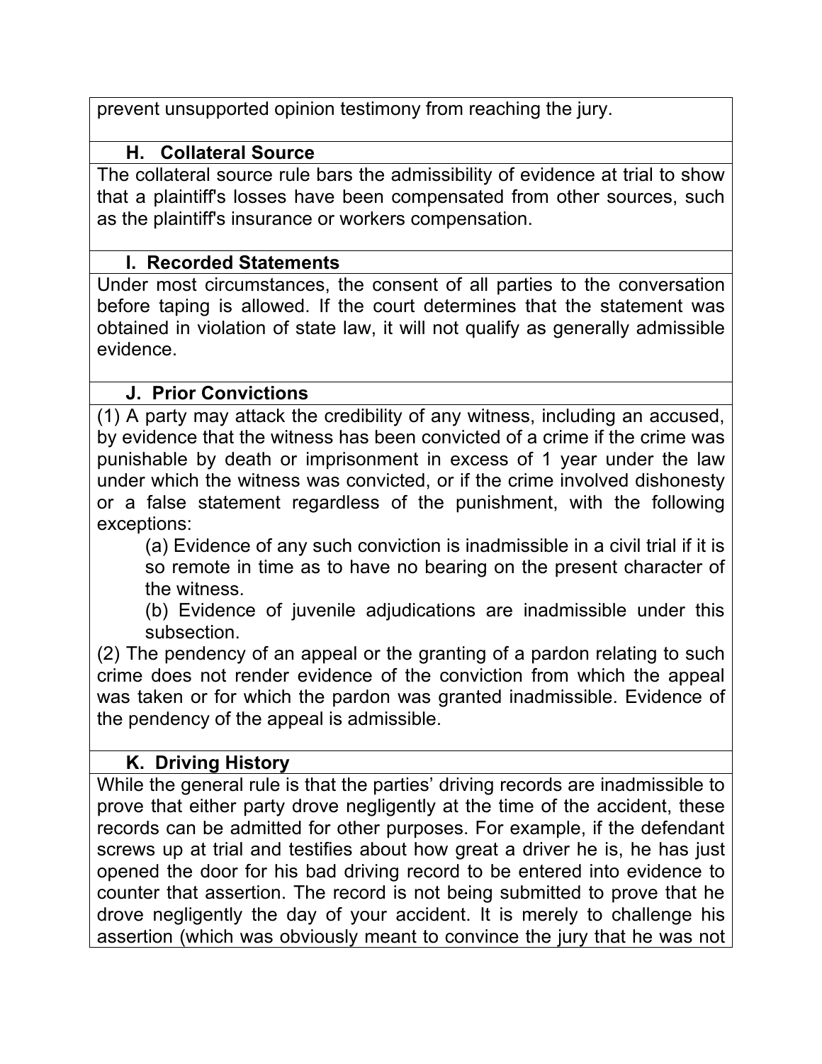prevent unsupported opinion testimony from reaching the jury.

### H. Collateral Source

The collateral source rule bars the admissibility of evidence at trial to show that a plaintiff's losses have been compensated from other sources, such as the plaintiff's insurance or workers compensation.

### I. Recorded Statements

Under most circumstances, the consent of all parties to the conversation before taping is allowed. If the court determines that the statement was obtained in violation of state law, it will not qualify as generally admissible evidence.

### J. Prior Convictions

(1) A party may attack the credibility of any witness, including an accused, by evidence that the witness has been convicted of a crime if the crime was punishable by death or imprisonment in excess of 1 year under the law under which the witness was convicted, or if the crime involved dishonesty or a false statement regardless of the punishment, with the following exceptions:

> (a) Evidence of any such conviction is inadmissible in a civil trial if it is so remote in time as to have no bearing on the present character of the witness.
>
> (b) Evidence of juvenile adjudications are inadmissible under this subsection.

(2) The pendency of an appeal or the granting of a pardon relating to such crime does not render evidence of the conviction from which the appeal was taken or for which the pardon was granted inadmissible. Evidence of the pendency of the appeal is admissible.

### K. Driving History

While the general rule is that the parties' driving records are inadmissible to prove that either party drove negligently at the time of the accident, these records can be admitted for other purposes. For example, if the defendant screws up at trial and testifies about how great a driver he is, he has just opened the door for his bad driving record to be entered into evidence to counter that assertion. The record is not being submitted to prove that he drove negligently the day of your accident. It is merely to challenge his assertion (which was obviously meant to convince the jury that he was not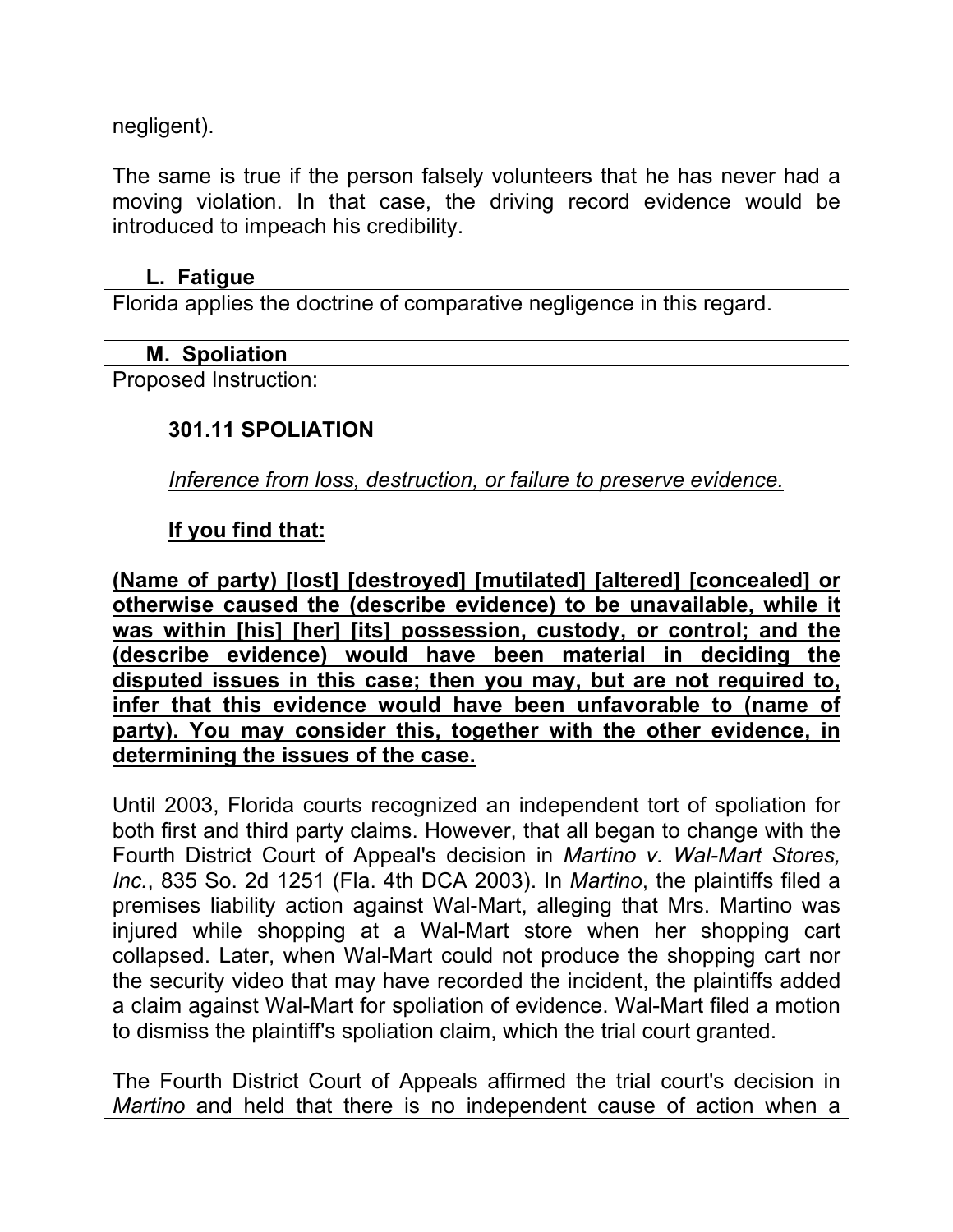negligent).

The same is true if the person falsely volunteers that he has never had a moving violation. In that case, the driving record evidence would be introduced to impeach his credibility.

### L. Fatigue

Florida applies the doctrine of comparative negligence in this regard.

### M. Spoliation

Proposed Instruction:

**301.11 SPOLIATION**

*Inference from loss, destruction, or failure to preserve evidence.*

**If you find that:**

**(Name of party) [lost] [destroyed] [mutilated] [altered] [concealed] or otherwise caused the (describe evidence) to be unavailable, while it was within [his] [her] [its] possession, custody, or control; and the (describe evidence) would have been material in deciding the disputed issues in this case; then you may, but are not required to, infer that this evidence would have been unfavorable to (name of party). You may consider this, together with the other evidence, in determining the issues of the case.**

Until 2003, Florida courts recognized an independent tort of spoliation for both first and third party claims. However, that all began to change with the Fourth District Court of Appeal's decision in *Martino v. Wal-Mart Stores, Inc.*, 835 So. 2d 1251 (Fla. 4th DCA 2003). In *Martino*, the plaintiffs filed a premises liability action against Wal-Mart, alleging that Mrs. Martino was injured while shopping at a Wal-Mart store when her shopping cart collapsed. Later, when Wal-Mart could not produce the shopping cart nor the security video that may have recorded the incident, the plaintiffs added a claim against Wal-Mart for spoliation of evidence. Wal-Mart filed a motion to dismiss the plaintiff's spoliation claim, which the trial court granted.

The Fourth District Court of Appeals affirmed the trial court's decision in *Martino* and held that there is no independent cause of action when a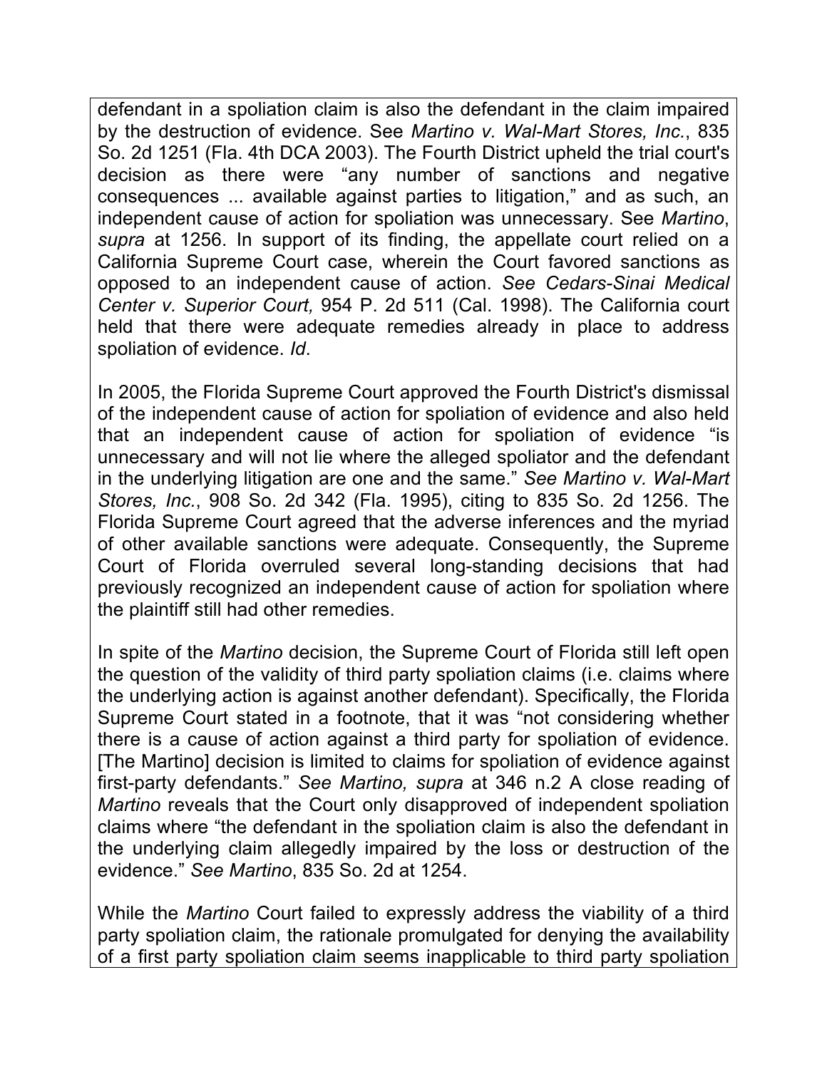defendant in a spoliation claim is also the defendant in the claim impaired by the destruction of evidence. See *Martino v. Wal-Mart Stores, Inc.*, 835 So. 2d 1251 (Fla. 4th DCA 2003). The Fourth District upheld the trial court's decision as there were "any number of sanctions and negative consequences ... available against parties to litigation," and as such, an independent cause of action for spoliation was unnecessary. See *Martino*, *supra* at 1256. In support of its finding, the appellate court relied on a California Supreme Court case, wherein the Court favored sanctions as opposed to an independent cause of action. *See Cedars-Sinai Medical Center v. Superior Court,* 954 P. 2d 511 (Cal. 1998). The California court held that there were adequate remedies already in place to address spoliation of evidence. *Id*.

In 2005, the Florida Supreme Court approved the Fourth District's dismissal of the independent cause of action for spoliation of evidence and also held that an independent cause of action for spoliation of evidence "is unnecessary and will not lie where the alleged spoliator and the defendant in the underlying litigation are one and the same." *See Martino v. Wal-Mart Stores, Inc.*, 908 So. 2d 342 (Fla. 1995), citing to 835 So. 2d 1256. The Florida Supreme Court agreed that the adverse inferences and the myriad of other available sanctions were adequate. Consequently, the Supreme Court of Florida overruled several long-standing decisions that had previously recognized an independent cause of action for spoliation where the plaintiff still had other remedies.

In spite of the *Martino* decision, the Supreme Court of Florida still left open the question of the validity of third party spoliation claims (i.e. claims where the underlying action is against another defendant). Specifically, the Florida Supreme Court stated in a footnote, that it was "not considering whether there is a cause of action against a third party for spoliation of evidence. [The Martino] decision is limited to claims for spoliation of evidence against first-party defendants." *See Martino, supra* at 346 n.2 A close reading of *Martino* reveals that the Court only disapproved of independent spoliation claims where "the defendant in the spoliation claim is also the defendant in the underlying claim allegedly impaired by the loss or destruction of the evidence." *See Martino*, 835 So. 2d at 1254.

While the *Martino* Court failed to expressly address the viability of a third party spoliation claim, the rationale promulgated for denying the availability of a first party spoliation claim seems inapplicable to third party spoliation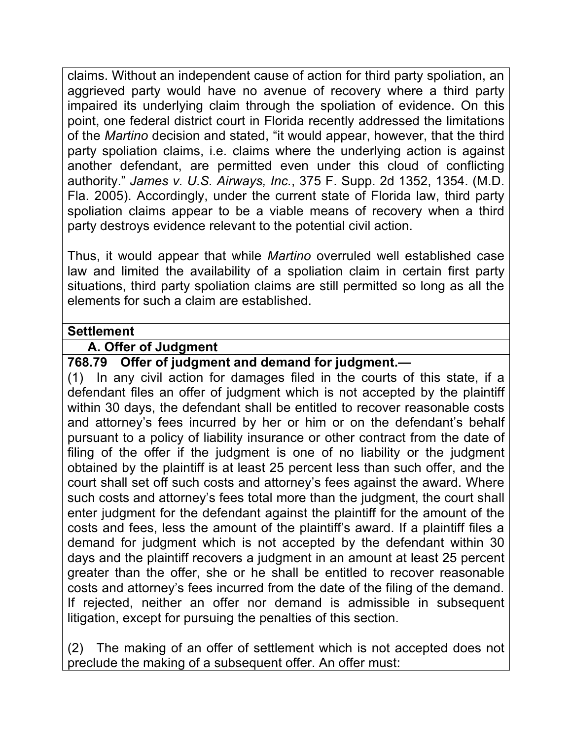claims. Without an independent cause of action for third party spoliation, an aggrieved party would have no avenue of recovery where a third party impaired its underlying claim through the spoliation of evidence. On this point, one federal district court in Florida recently addressed the limitations of the *Martino* decision and stated, "it would appear, however, that the third party spoliation claims, i.e. claims where the underlying action is against another defendant, are permitted even under this cloud of conflicting authority." *James v. U.S. Airways, Inc.*, 375 F. Supp. 2d 1352, 1354. (M.D. Fla. 2005). Accordingly, under the current state of Florida law, third party spoliation claims appear to be a viable means of recovery when a third party destroys evidence relevant to the potential civil action.

Thus, it would appear that while *Martino* overruled well established case law and limited the availability of a spoliation claim in certain first party situations, third party spoliation claims are still permitted so long as all the elements for such a claim are established.

## Settlement

### A. Offer of Judgment

**768.79 Offer of judgment and demand for judgment.—**

(1) In any civil action for damages filed in the courts of this state, if a defendant files an offer of judgment which is not accepted by the plaintiff within 30 days, the defendant shall be entitled to recover reasonable costs and attorney's fees incurred by her or him or on the defendant's behalf pursuant to a policy of liability insurance or other contract from the date of filing of the offer if the judgment is one of no liability or the judgment obtained by the plaintiff is at least 25 percent less than such offer, and the court shall set off such costs and attorney's fees against the award. Where such costs and attorney's fees total more than the judgment, the court shall enter judgment for the defendant against the plaintiff for the amount of the costs and fees, less the amount of the plaintiff's award. If a plaintiff files a demand for judgment which is not accepted by the defendant within 30 days and the plaintiff recovers a judgment in an amount at least 25 percent greater than the offer, she or he shall be entitled to recover reasonable costs and attorney's fees incurred from the date of the filing of the demand. If rejected, neither an offer nor demand is admissible in subsequent litigation, except for pursuing the penalties of this section.

(2) The making of an offer of settlement which is not accepted does not preclude the making of a subsequent offer. An offer must: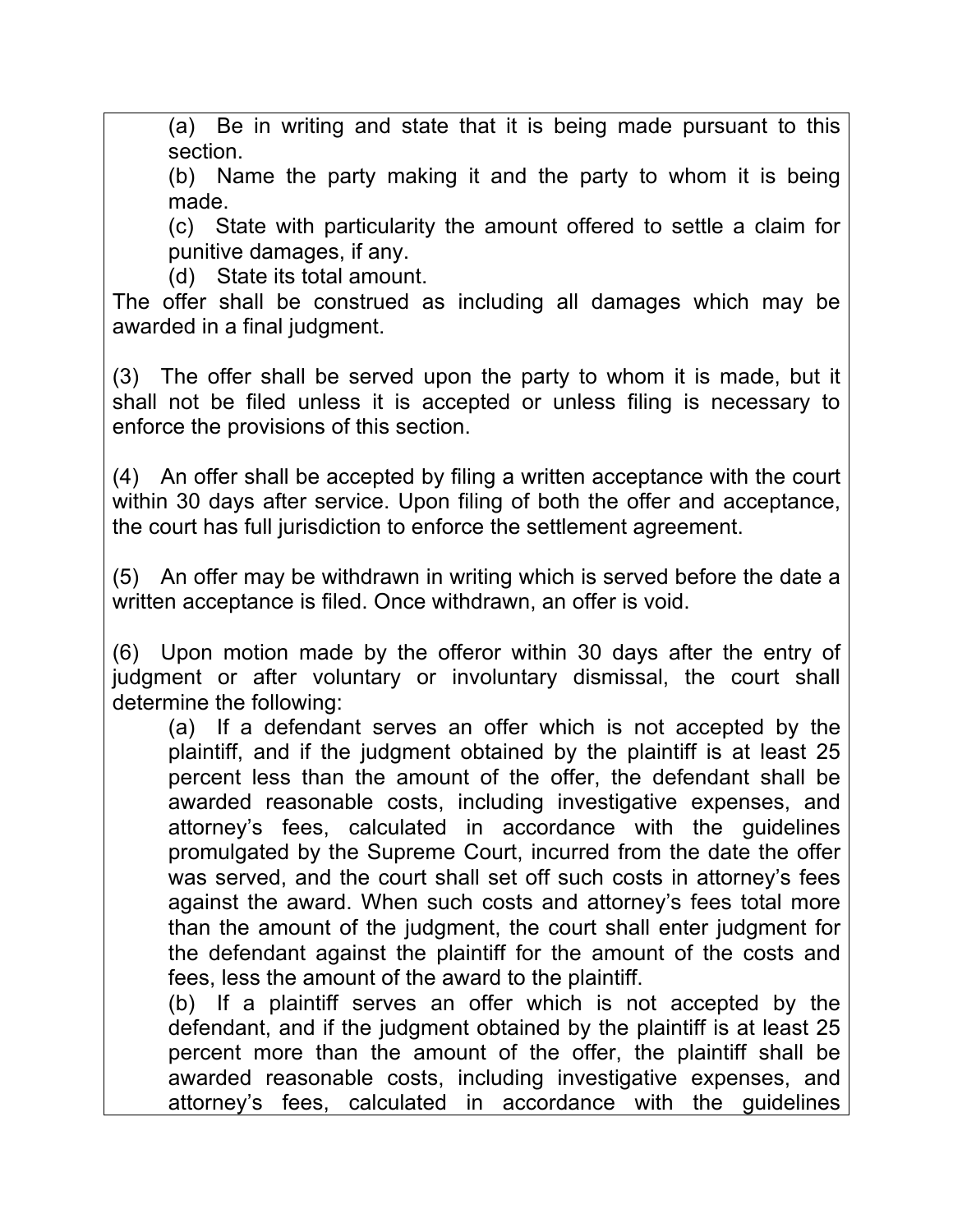(a) Be in writing and state that it is being made pursuant to this section.

(b) Name the party making it and the party to whom it is being made.

(c) State with particularity the amount offered to settle a claim for punitive damages, if any.

(d) State its total amount.

The offer shall be construed as including all damages which may be awarded in a final judgment.

(3) The offer shall be served upon the party to whom it is made, but it shall not be filed unless it is accepted or unless filing is necessary to enforce the provisions of this section.

(4) An offer shall be accepted by filing a written acceptance with the court within 30 days after service. Upon filing of both the offer and acceptance, the court has full jurisdiction to enforce the settlement agreement.

(5) An offer may be withdrawn in writing which is served before the date a written acceptance is filed. Once withdrawn, an offer is void.

(6) Upon motion made by the offeror within 30 days after the entry of judgment or after voluntary or involuntary dismissal, the court shall determine the following:

(a) If a defendant serves an offer which is not accepted by the plaintiff, and if the judgment obtained by the plaintiff is at least 25 percent less than the amount of the offer, the defendant shall be awarded reasonable costs, including investigative expenses, and attorney's fees, calculated in accordance with the guidelines promulgated by the Supreme Court, incurred from the date the offer was served, and the court shall set off such costs in attorney's fees against the award. When such costs and attorney's fees total more than the amount of the judgment, the court shall enter judgment for the defendant against the plaintiff for the amount of the costs and fees, less the amount of the award to the plaintiff.

(b) If a plaintiff serves an offer which is not accepted by the defendant, and if the judgment obtained by the plaintiff is at least 25 percent more than the amount of the offer, the plaintiff shall be awarded reasonable costs, including investigative expenses, and attorney's fees, calculated in accordance with the guidelines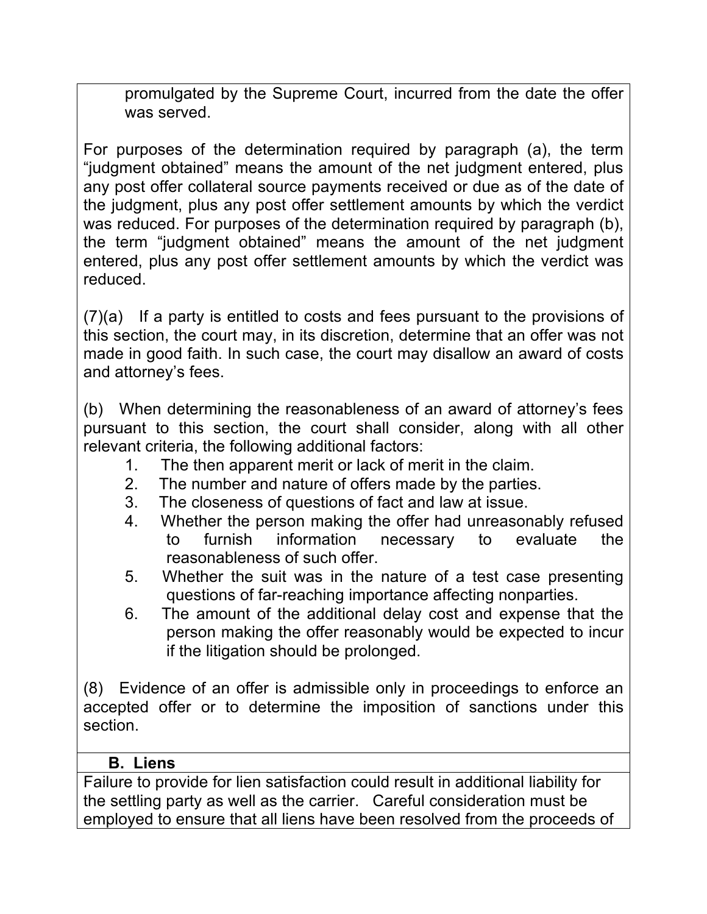promulgated by the Supreme Court, incurred from the date the offer was served.

For purposes of the determination required by paragraph (a), the term “judgment obtained” means the amount of the net judgment entered, plus any post offer collateral source payments received or due as of the date of the judgment, plus any post offer settlement amounts by which the verdict was reduced. For purposes of the determination required by paragraph (b), the term “judgment obtained” means the amount of the net judgment entered, plus any post offer settlement amounts by which the verdict was reduced.

(7)(a) If a party is entitled to costs and fees pursuant to the provisions of this section, the court may, in its discretion, determine that an offer was not made in good faith. In such case, the court may disallow an award of costs and attorney’s fees.

(b) When determining the reasonableness of an award of attorney’s fees pursuant to this section, the court shall consider, along with all other relevant criteria, the following additional factors:

1. The then apparent merit or lack of merit in the claim.
2. The number and nature of offers made by the parties.
3. The closeness of questions of fact and law at issue.
4. Whether the person making the offer had unreasonably refused to furnish information necessary to evaluate the reasonableness of such offer.
5. Whether the suit was in the nature of a test case presenting questions of far-reaching importance affecting nonparties.
6. The amount of the additional delay cost and expense that the person making the offer reasonably would be expected to incur if the litigation should be prolonged.

(8) Evidence of an offer is admissible only in proceedings to enforce an accepted offer or to determine the imposition of sanctions under this section.

### B. Liens

Failure to provide for lien satisfaction could result in additional liability for the settling party as well as the carrier. Careful consideration must be employed to ensure that all liens have been resolved from the proceeds of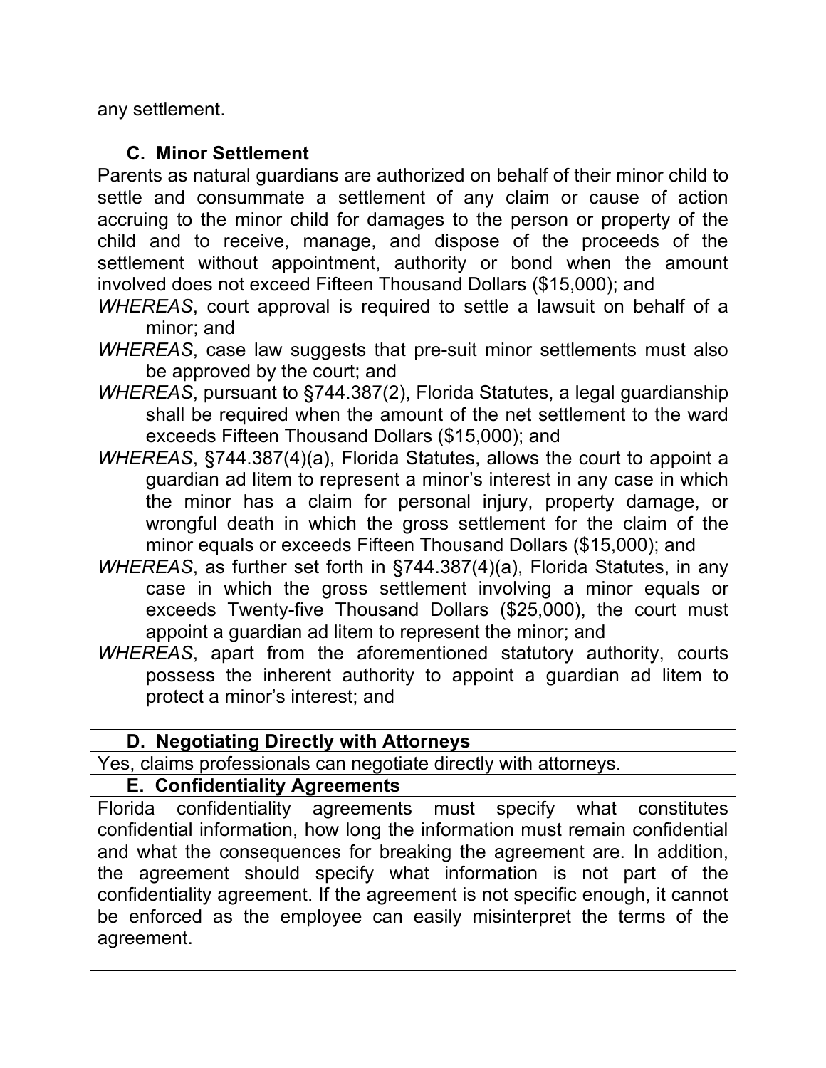any settlement.

### C. Minor Settlement

Parents as natural guardians are authorized on behalf of their minor child to settle and consummate a settlement of any claim or cause of action accruing to the minor child for damages to the person or property of the child and to receive, manage, and dispose of the proceeds of the settlement without appointment, authority or bond when the amount involved does not exceed Fifteen Thousand Dollars ($15,000); and

*WHEREAS*, court approval is required to settle a lawsuit on behalf of a minor; and

*WHEREAS*, case law suggests that pre-suit minor settlements must also be approved by the court; and

*WHEREAS*, pursuant to §744.387(2), Florida Statutes, a legal guardianship shall be required when the amount of the net settlement to the ward exceeds Fifteen Thousand Dollars ($15,000); and

*WHEREAS*, §744.387(4)(a), Florida Statutes, allows the court to appoint a guardian ad litem to represent a minor's interest in any case in which the minor has a claim for personal injury, property damage, or wrongful death in which the gross settlement for the claim of the minor equals or exceeds Fifteen Thousand Dollars ($15,000); and

*WHEREAS*, as further set forth in §744.387(4)(a), Florida Statutes, in any case in which the gross settlement involving a minor equals or exceeds Twenty-five Thousand Dollars ($25,000), the court must appoint a guardian ad litem to represent the minor; and

*WHEREAS*, apart from the aforementioned statutory authority, courts possess the inherent authority to appoint a guardian ad litem to protect a minor's interest; and

### D. Negotiating Directly with Attorneys

Yes, claims professionals can negotiate directly with attorneys.

### E. Confidentiality Agreements

Florida confidentiality agreements must specify what constitutes confidential information, how long the information must remain confidential and what the consequences for breaking the agreement are. In addition, the agreement should specify what information is not part of the confidentiality agreement. If the agreement is not specific enough, it cannot be enforced as the employee can easily misinterpret the terms of the agreement.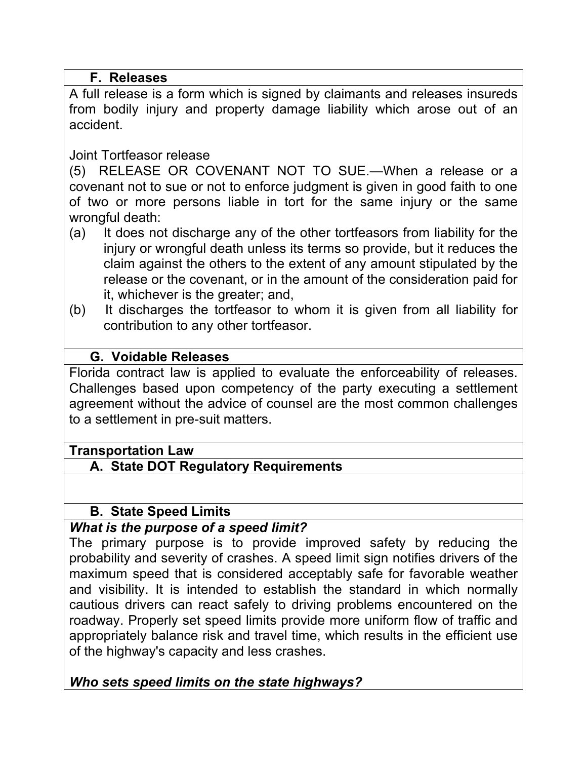### F. Releases

A full release is a form which is signed by claimants and releases insureds from bodily injury and property damage liability which arose out of an accident.

Joint Tortfeasor release

(5) RELEASE OR COVENANT NOT TO SUE.—When a release or a covenant not to sue or not to enforce judgment is given in good faith to one of two or more persons liable in tort for the same injury or the same wrongful death:

(a) It does not discharge any of the other tortfeasors from liability for the injury or wrongful death unless its terms so provide, but it reduces the claim against the others to the extent of any amount stipulated by the release or the covenant, or in the amount of the consideration paid for it, whichever is the greater; and,

(b) It discharges the tortfeasor to whom it is given from all liability for contribution to any other tortfeasor.

### G. Voidable Releases

Florida contract law is applied to evaluate the enforceability of releases. Challenges based upon competency of the party executing a settlement agreement without the advice of counsel are the most common challenges to a settlement in pre-suit matters.

## Transportation Law

### A. State DOT Regulatory Requirements

### B. State Speed Limits

***What is the purpose of a speed limit?***

The primary purpose is to provide improved safety by reducing the probability and severity of crashes. A speed limit sign notifies drivers of the maximum speed that is considered acceptably safe for favorable weather and visibility. It is intended to establish the standard in which normally cautious drivers can react safely to driving problems encountered on the roadway. Properly set speed limits provide more uniform flow of traffic and appropriately balance risk and travel time, which results in the efficient use of the highway's capacity and less crashes.

***Who sets speed limits on the state highways?***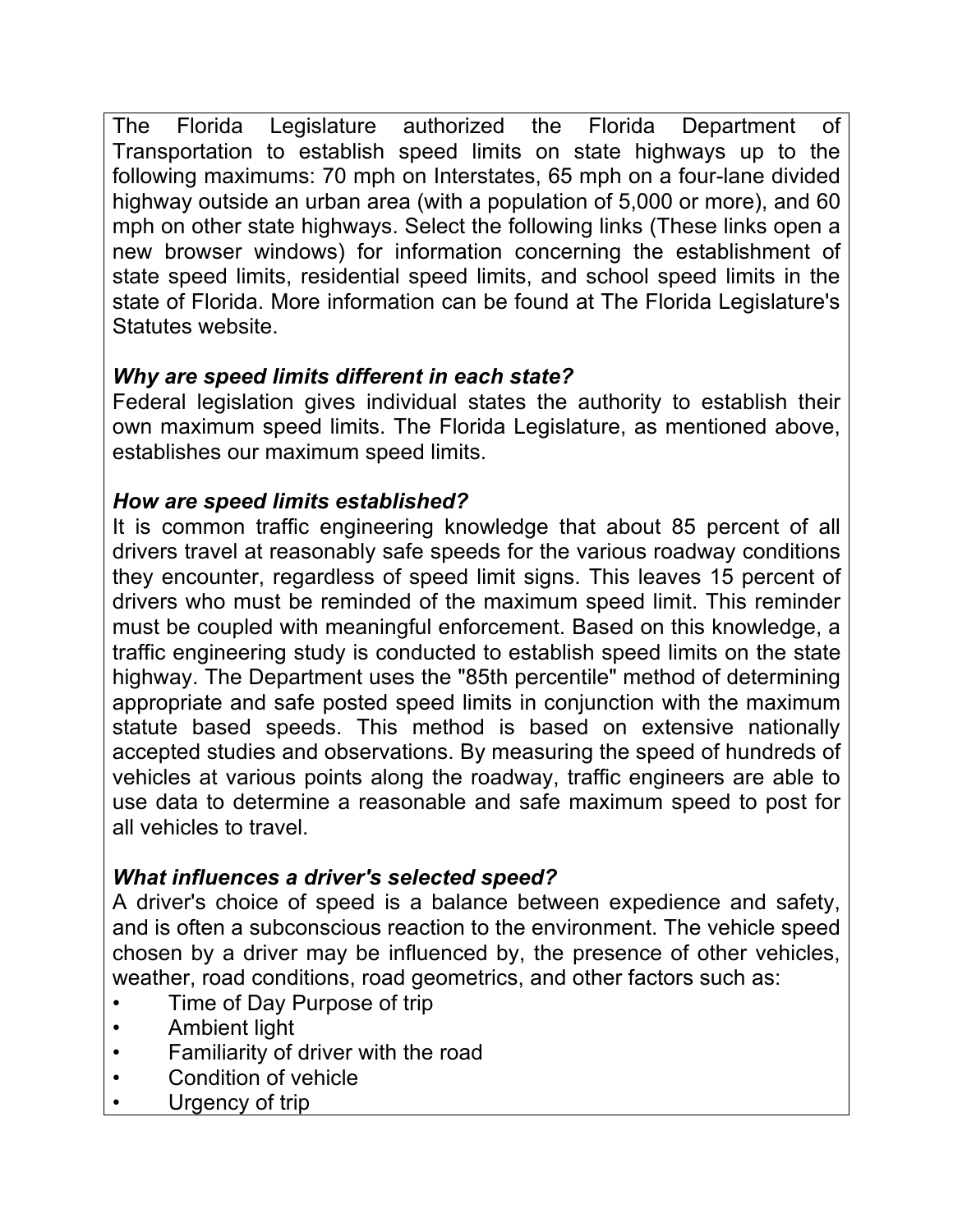The Florida Legislature authorized the Florida Department of Transportation to establish speed limits on state highways up to the following maximums: 70 mph on Interstates, 65 mph on a four-lane divided highway outside an urban area (with a population of 5,000 or more), and 60 mph on other state highways. Select the following links (These links open a new browser windows) for information concerning the establishment of state speed limits, residential speed limits, and school speed limits in the state of Florida. More information can be found at The Florida Legislature's Statutes website.

***Why are speed limits different in each state?***

Federal legislation gives individual states the authority to establish their own maximum speed limits. The Florida Legislature, as mentioned above, establishes our maximum speed limits.

***How are speed limits established?***

It is common traffic engineering knowledge that about 85 percent of all drivers travel at reasonably safe speeds for the various roadway conditions they encounter, regardless of speed limit signs. This leaves 15 percent of drivers who must be reminded of the maximum speed limit. This reminder must be coupled with meaningful enforcement. Based on this knowledge, a traffic engineering study is conducted to establish speed limits on the state highway. The Department uses the "85th percentile" method of determining appropriate and safe posted speed limits in conjunction with the maximum statute based speeds. This method is based on extensive nationally accepted studies and observations. By measuring the speed of hundreds of vehicles at various points along the roadway, traffic engineers are able to use data to determine a reasonable and safe maximum speed to post for all vehicles to travel.

***What influences a driver's selected speed?***

A driver's choice of speed is a balance between expedience and safety, and is often a subconscious reaction to the environment. The vehicle speed chosen by a driver may be influenced by, the presence of other vehicles, weather, road conditions, road geometrics, and other factors such as:

- Time of Day Purpose of trip
- Ambient light
- Familiarity of driver with the road
- Condition of vehicle
- Urgency of trip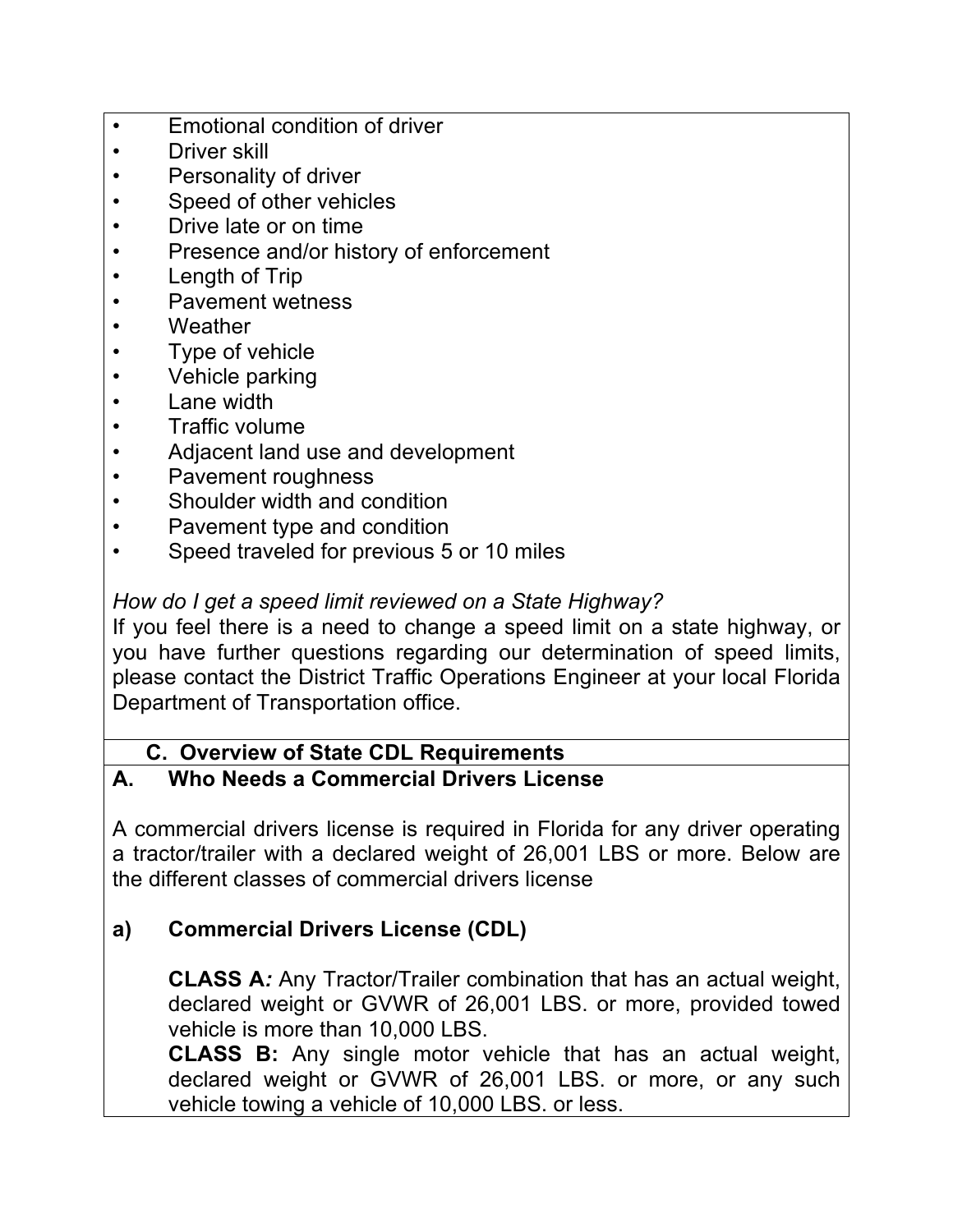- Emotional condition of driver
- Driver skill
- Personality of driver
- Speed of other vehicles
- Drive late or on time
- Presence and/or history of enforcement
- Length of Trip
- Pavement wetness
- Weather
- Type of vehicle
- Vehicle parking
- Lane width
- Traffic volume
- Adjacent land use and development
- Pavement roughness
- Shoulder width and condition
- Pavement type and condition
- Speed traveled for previous 5 or 10 miles

*How do I get a speed limit reviewed on a State Highway?*

If you feel there is a need to change a speed limit on a state highway, or you have further questions regarding our determination of speed limits, please contact the District Traffic Operations Engineer at your local Florida Department of Transportation office.

## C. Overview of State CDL Requirements

### A. Who Needs a Commercial Drivers License

A commercial drivers license is required in Florida for any driver operating a tractor/trailer with a declared weight of 26,001 LBS or more. Below are the different classes of commercial drivers license

#### a) Commercial Drivers License (CDL)

**CLASS A***:* Any Tractor/Trailer combination that has an actual weight, declared weight or GVWR of 26,001 LBS. or more, provided towed vehicle is more than 10,000 LBS.

**CLASS B:** Any single motor vehicle that has an actual weight, declared weight or GVWR of 26,001 LBS. or more, or any such vehicle towing a vehicle of 10,000 LBS. or less.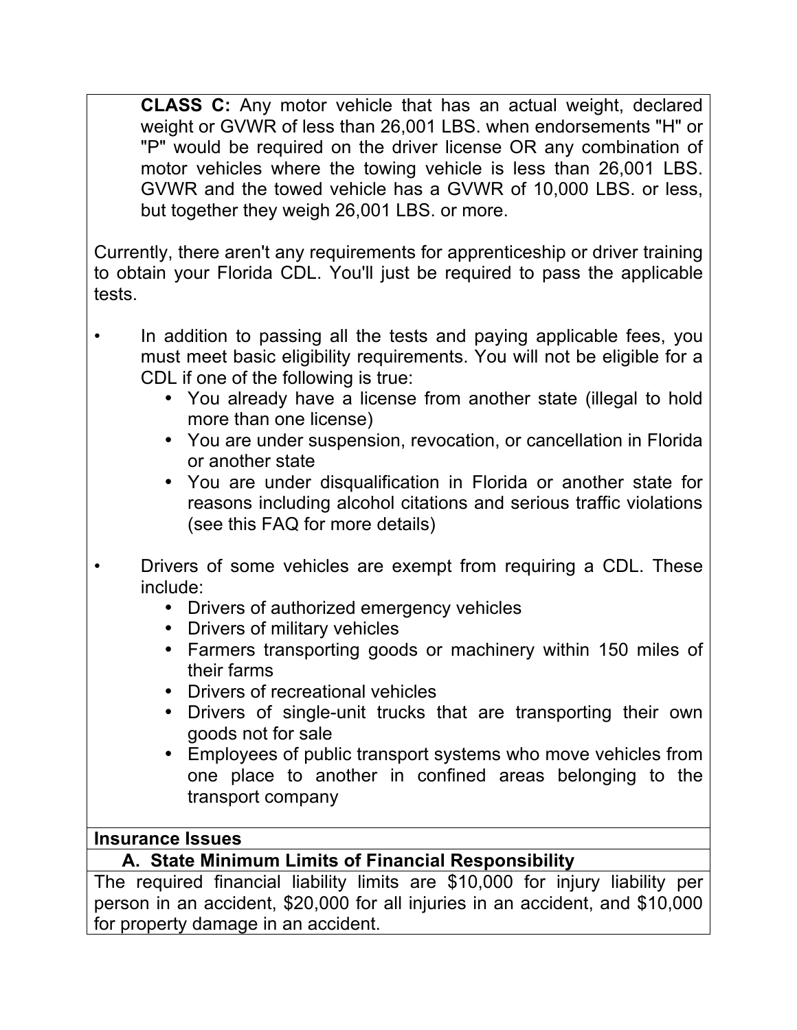**CLASS C:** Any motor vehicle that has an actual weight, declared weight or GVWR of less than 26,001 LBS. when endorsements "H" or "P" would be required on the driver license OR any combination of motor vehicles where the towing vehicle is less than 26,001 LBS. GVWR and the towed vehicle has a GVWR of 10,000 LBS. or less, but together they weigh 26,001 LBS. or more.

Currently, there aren't any requirements for apprenticeship or driver training to obtain your Florida CDL. You'll just be required to pass the applicable tests.

- In addition to passing all the tests and paying applicable fees, you must meet basic eligibility requirements. You will not be eligible for a CDL if one of the following is true:
  - You already have a license from another state (illegal to hold more than one license)
  - You are under suspension, revocation, or cancellation in Florida or another state
  - You are under disqualification in Florida or another state for reasons including alcohol citations and serious traffic violations (see this FAQ for more details)
- Drivers of some vehicles are exempt from requiring a CDL. These include:
  - Drivers of authorized emergency vehicles
  - Drivers of military vehicles
  - Farmers transporting goods or machinery within 150 miles of their farms
  - Drivers of recreational vehicles
  - Drivers of single-unit trucks that are transporting their own goods not for sale
  - Employees of public transport systems who move vehicles from one place to another in confined areas belonging to the transport company

## Insurance Issues

### A. State Minimum Limits of Financial Responsibility

The required financial liability limits are $10,000 for injury liability per person in an accident, $20,000 for all injuries in an accident, and $10,000 for property damage in an accident.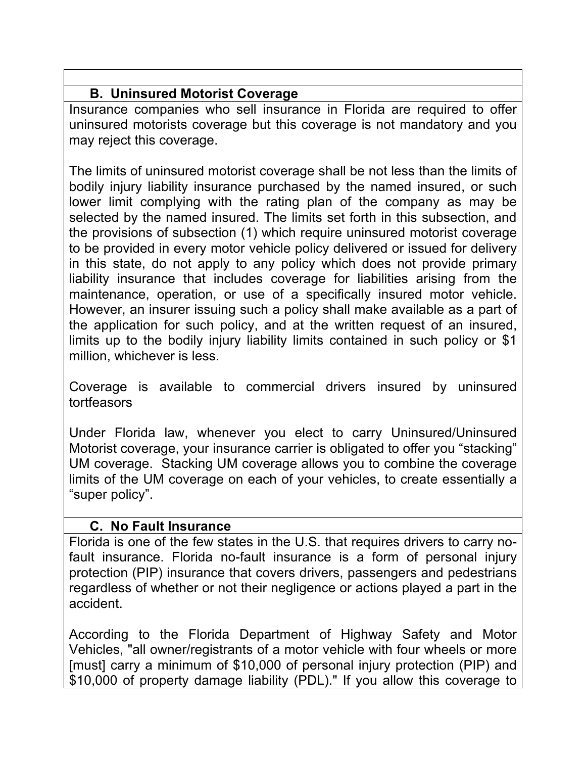### B. Uninsured Motorist Coverage

Insurance companies who sell insurance in Florida are required to offer uninsured motorists coverage but this coverage is not mandatory and you may reject this coverage.

The limits of uninsured motorist coverage shall be not less than the limits of bodily injury liability insurance purchased by the named insured, or such lower limit complying with the rating plan of the company as may be selected by the named insured. The limits set forth in this subsection, and the provisions of subsection (1) which require uninsured motorist coverage to be provided in every motor vehicle policy delivered or issued for delivery in this state, do not apply to any policy which does not provide primary liability insurance that includes coverage for liabilities arising from the maintenance, operation, or use of a specifically insured motor vehicle. However, an insurer issuing such a policy shall make available as a part of the application for such policy, and at the written request of an insured, limits up to the bodily injury liability limits contained in such policy or $1 million, whichever is less.

Coverage is available to commercial drivers insured by uninsured tortfeasors

Under Florida law, whenever you elect to carry Uninsured/Uninsured Motorist coverage, your insurance carrier is obligated to offer you "stacking" UM coverage. Stacking UM coverage allows you to combine the coverage limits of the UM coverage on each of your vehicles, to create essentially a "super policy".

### C. No Fault Insurance

Florida is one of the few states in the U.S. that requires drivers to carry no-fault insurance. Florida no-fault insurance is a form of personal injury protection (PIP) insurance that covers drivers, passengers and pedestrians regardless of whether or not their negligence or actions played a part in the accident.

According to the Florida Department of Highway Safety and Motor Vehicles, "all owner/registrants of a motor vehicle with four wheels or more [must] carry a minimum of $10,000 of personal injury protection (PIP) and $10,000 of property damage liability (PDL)." If you allow this coverage to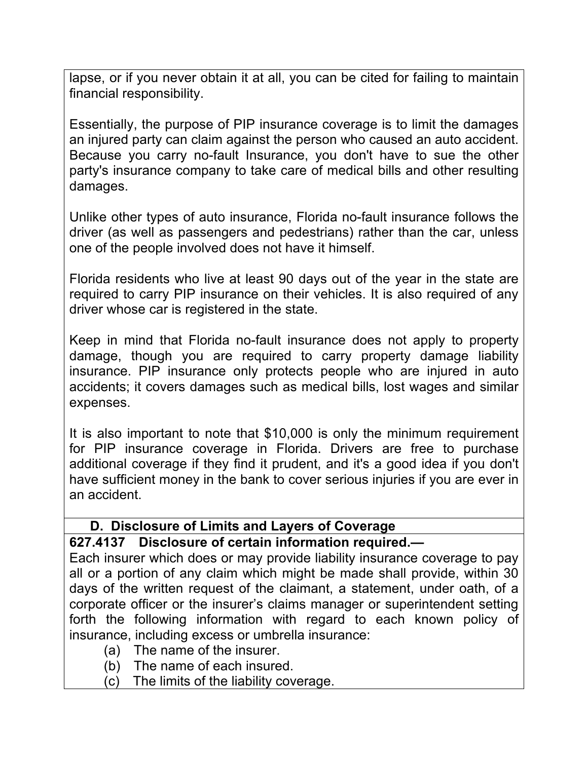lapse, or if you never obtain it at all, you can be cited for failing to maintain financial responsibility.

Essentially, the purpose of PIP insurance coverage is to limit the damages an injured party can claim against the person who caused an auto accident. Because you carry no-fault Insurance, you don't have to sue the other party's insurance company to take care of medical bills and other resulting damages.

Unlike other types of auto insurance, Florida no-fault insurance follows the driver (as well as passengers and pedestrians) rather than the car, unless one of the people involved does not have it himself.

Florida residents who live at least 90 days out of the year in the state are required to carry PIP insurance on their vehicles. It is also required of any driver whose car is registered in the state.

Keep in mind that Florida no-fault insurance does not apply to property damage, though you are required to carry property damage liability insurance. PIP insurance only protects people who are injured in auto accidents; it covers damages such as medical bills, lost wages and similar expenses.

It is also important to note that $10,000 is only the minimum requirement for PIP insurance coverage in Florida. Drivers are free to purchase additional coverage if they find it prudent, and it's a good idea if you don't have sufficient money in the bank to cover serious injuries if you are ever in an accident.

### D. Disclosure of Limits and Layers of Coverage

**627.4137 Disclosure of certain information required.—**

Each insurer which does or may provide liability insurance coverage to pay all or a portion of any claim which might be made shall provide, within 30 days of the written request of the claimant, a statement, under oath, of a corporate officer or the insurer's claims manager or superintendent setting forth the following information with regard to each known policy of insurance, including excess or umbrella insurance:

(a) The name of the insurer.

(b) The name of each insured.

(c) The limits of the liability coverage.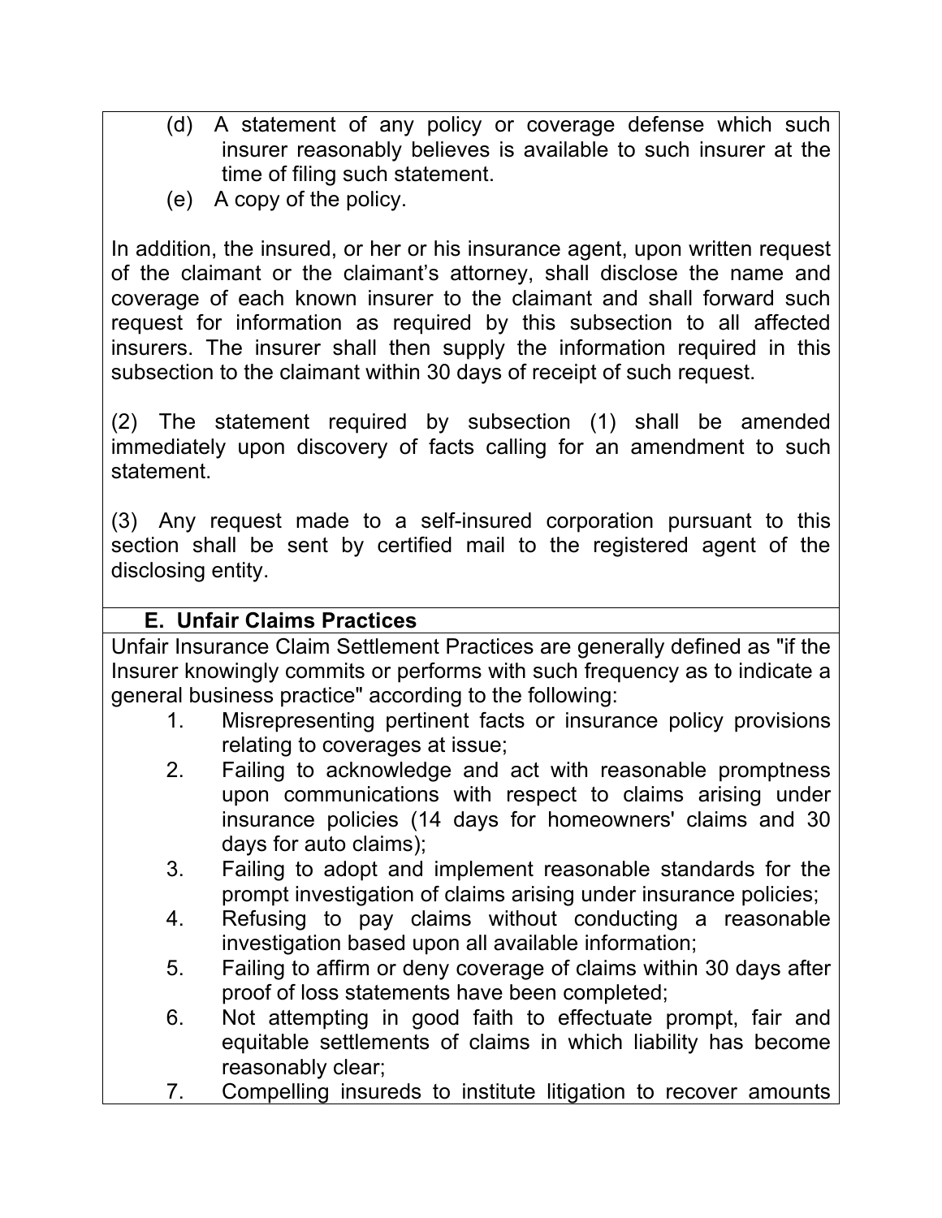(d) A statement of any policy or coverage defense which such insurer reasonably believes is available to such insurer at the time of filing such statement.

(e) A copy of the policy.

In addition, the insured, or her or his insurance agent, upon written request of the claimant or the claimant's attorney, shall disclose the name and coverage of each known insurer to the claimant and shall forward such request for information as required by this subsection to all affected insurers. The insurer shall then supply the information required in this subsection to the claimant within 30 days of receipt of such request.

(2) The statement required by subsection (1) shall be amended immediately upon discovery of facts calling for an amendment to such statement.

(3) Any request made to a self-insured corporation pursuant to this section shall be sent by certified mail to the registered agent of the disclosing entity.

### E. Unfair Claims Practices

Unfair Insurance Claim Settlement Practices are generally defined as "if the Insurer knowingly commits or performs with such frequency as to indicate a general business practice" according to the following:

1. Misrepresenting pertinent facts or insurance policy provisions relating to coverages at issue;
2. Failing to acknowledge and act with reasonable promptness upon communications with respect to claims arising under insurance policies (14 days for homeowners' claims and 30 days for auto claims);
3. Failing to adopt and implement reasonable standards for the prompt investigation of claims arising under insurance policies;
4. Refusing to pay claims without conducting a reasonable investigation based upon all available information;
5. Failing to affirm or deny coverage of claims within 30 days after proof of loss statements have been completed;
6. Not attempting in good faith to effectuate prompt, fair and equitable settlements of claims in which liability has become reasonably clear;
7. Compelling insureds to institute litigation to recover amounts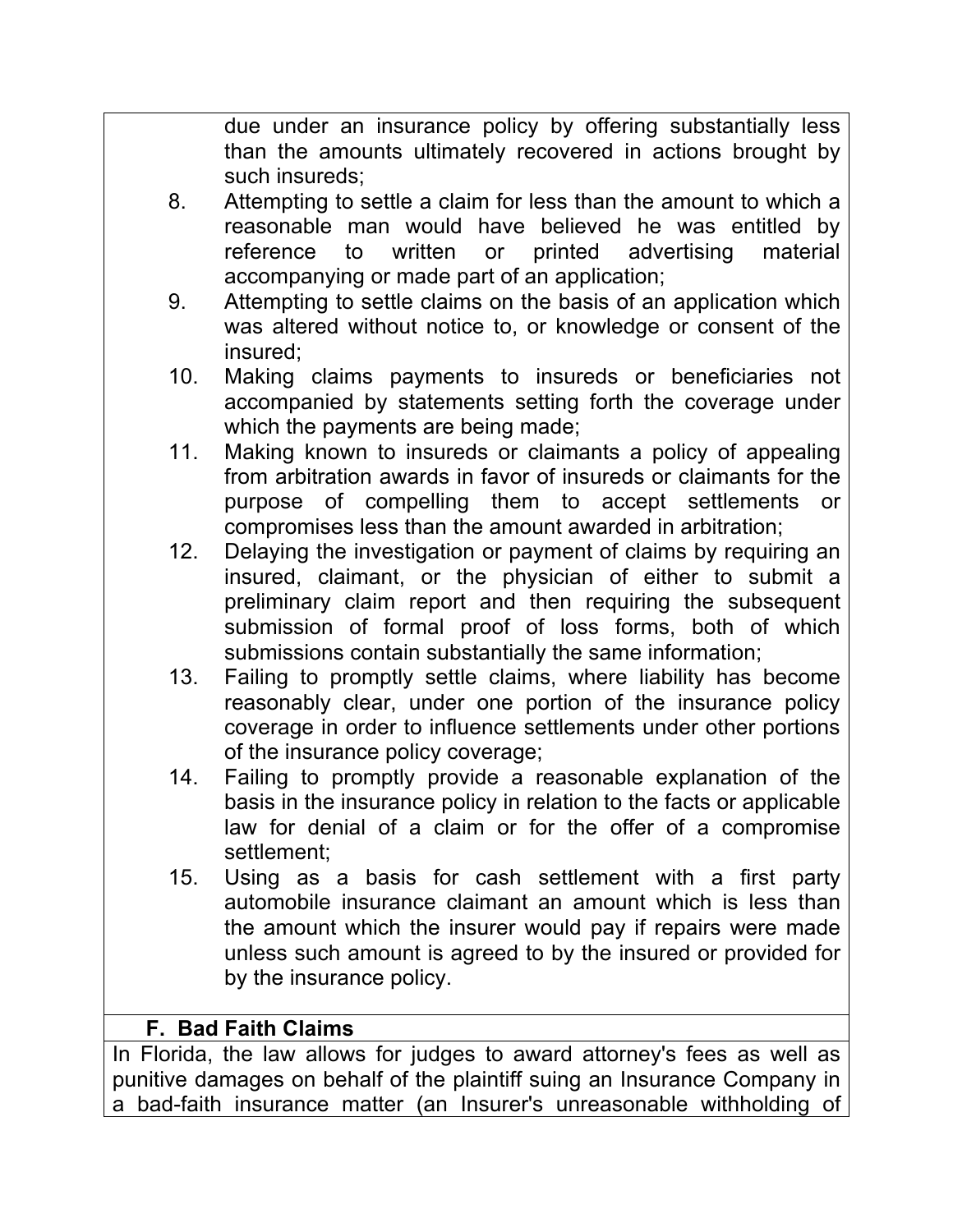due under an insurance policy by offering substantially less than the amounts ultimately recovered in actions brought by such insureds;

8. Attempting to settle a claim for less than the amount to which a reasonable man would have believed he was entitled by reference to written or printed advertising material accompanying or made part of an application;
9. Attempting to settle claims on the basis of an application which was altered without notice to, or knowledge or consent of the insured;
10. Making claims payments to insureds or beneficiaries not accompanied by statements setting forth the coverage under which the payments are being made;
11. Making known to insureds or claimants a policy of appealing from arbitration awards in favor of insureds or claimants for the purpose of compelling them to accept settlements or compromises less than the amount awarded in arbitration;
12. Delaying the investigation or payment of claims by requiring an insured, claimant, or the physician of either to submit a preliminary claim report and then requiring the subsequent submission of formal proof of loss forms, both of which submissions contain substantially the same information;
13. Failing to promptly settle claims, where liability has become reasonably clear, under one portion of the insurance policy coverage in order to influence settlements under other portions of the insurance policy coverage;
14. Failing to promptly provide a reasonable explanation of the basis in the insurance policy in relation to the facts or applicable law for denial of a claim or for the offer of a compromise settlement;
15. Using as a basis for cash settlement with a first party automobile insurance claimant an amount which is less than the amount which the insurer would pay if repairs were made unless such amount is agreed to by the insured or provided for by the insurance policy.

### F. Bad Faith Claims

In Florida, the law allows for judges to award attorney's fees as well as punitive damages on behalf of the plaintiff suing an Insurance Company in a bad-faith insurance matter (an Insurer's unreasonable withholding of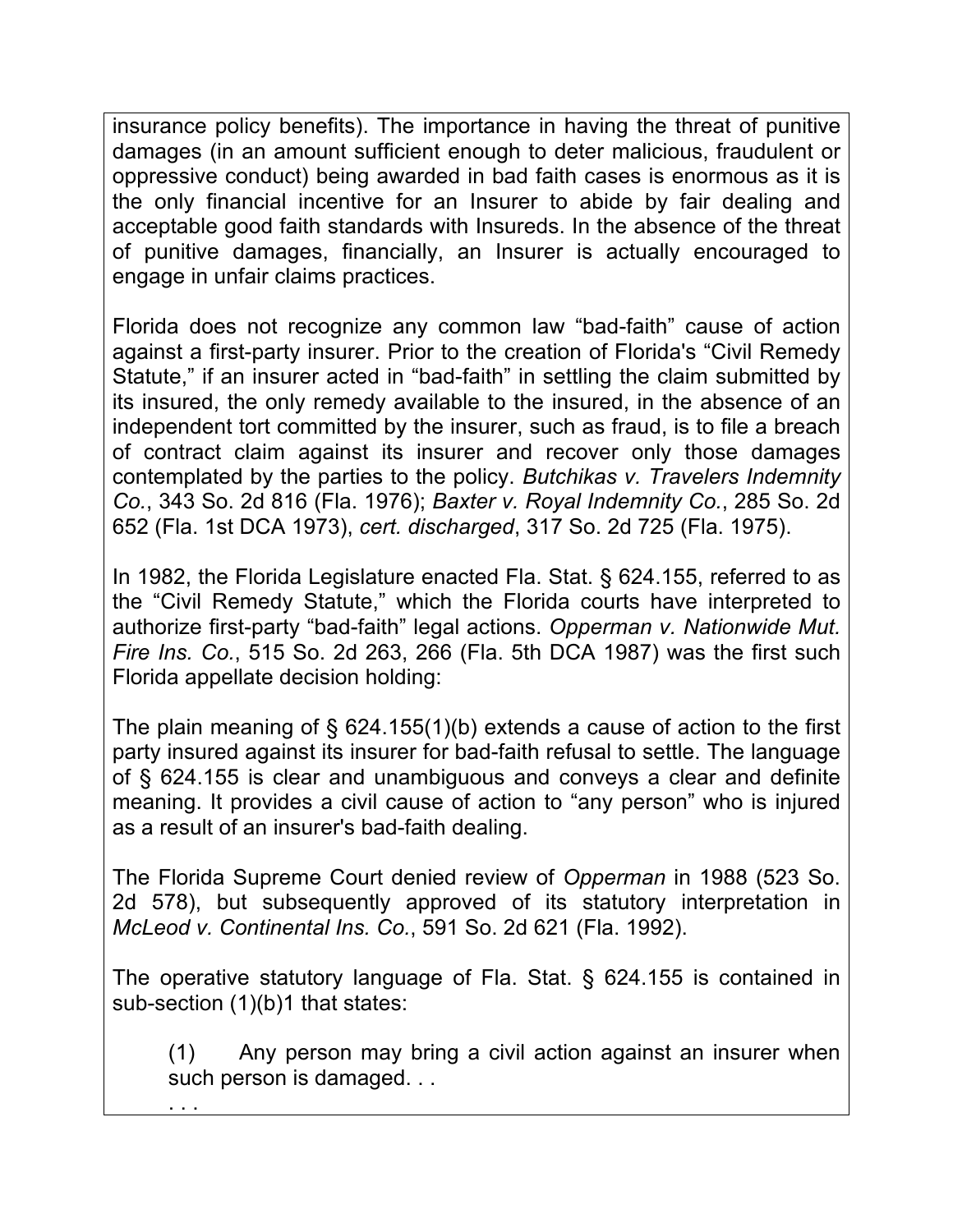insurance policy benefits). The importance in having the threat of punitive damages (in an amount sufficient enough to deter malicious, fraudulent or oppressive conduct) being awarded in bad faith cases is enormous as it is the only financial incentive for an Insurer to abide by fair dealing and acceptable good faith standards with Insureds. In the absence of the threat of punitive damages, financially, an Insurer is actually encouraged to engage in unfair claims practices.

Florida does not recognize any common law "bad-faith" cause of action against a first-party insurer. Prior to the creation of Florida's "Civil Remedy Statute," if an insurer acted in "bad-faith" in settling the claim submitted by its insured, the only remedy available to the insured, in the absence of an independent tort committed by the insurer, such as fraud, is to file a breach of contract claim against its insurer and recover only those damages contemplated by the parties to the policy. *Butchikas v. Travelers Indemnity Co.*, 343 So. 2d 816 (Fla. 1976); *Baxter v. Royal Indemnity Co.*, 285 So. 2d 652 (Fla. 1st DCA 1973), *cert. discharged*, 317 So. 2d 725 (Fla. 1975).

In 1982, the Florida Legislature enacted Fla. Stat. § 624.155, referred to as the "Civil Remedy Statute," which the Florida courts have interpreted to authorize first-party "bad-faith" legal actions. *Opperman v. Nationwide Mut. Fire Ins. Co.*, 515 So. 2d 263, 266 (Fla. 5th DCA 1987) was the first such Florida appellate decision holding:

The plain meaning of § 624.155(1)(b) extends a cause of action to the first party insured against its insurer for bad-faith refusal to settle. The language of § 624.155 is clear and unambiguous and conveys a clear and definite meaning. It provides a civil cause of action to "any person" who is injured as a result of an insurer's bad-faith dealing.

The Florida Supreme Court denied review of *Opperman* in 1988 (523 So. 2d 578), but subsequently approved of its statutory interpretation in *McLeod v. Continental Ins. Co.*, 591 So. 2d 621 (Fla. 1992).

The operative statutory language of Fla. Stat. § 624.155 is contained in sub-section (1)(b)1 that states:

> (1) Any person may bring a civil action against an insurer when such person is damaged. . .
>
> . . .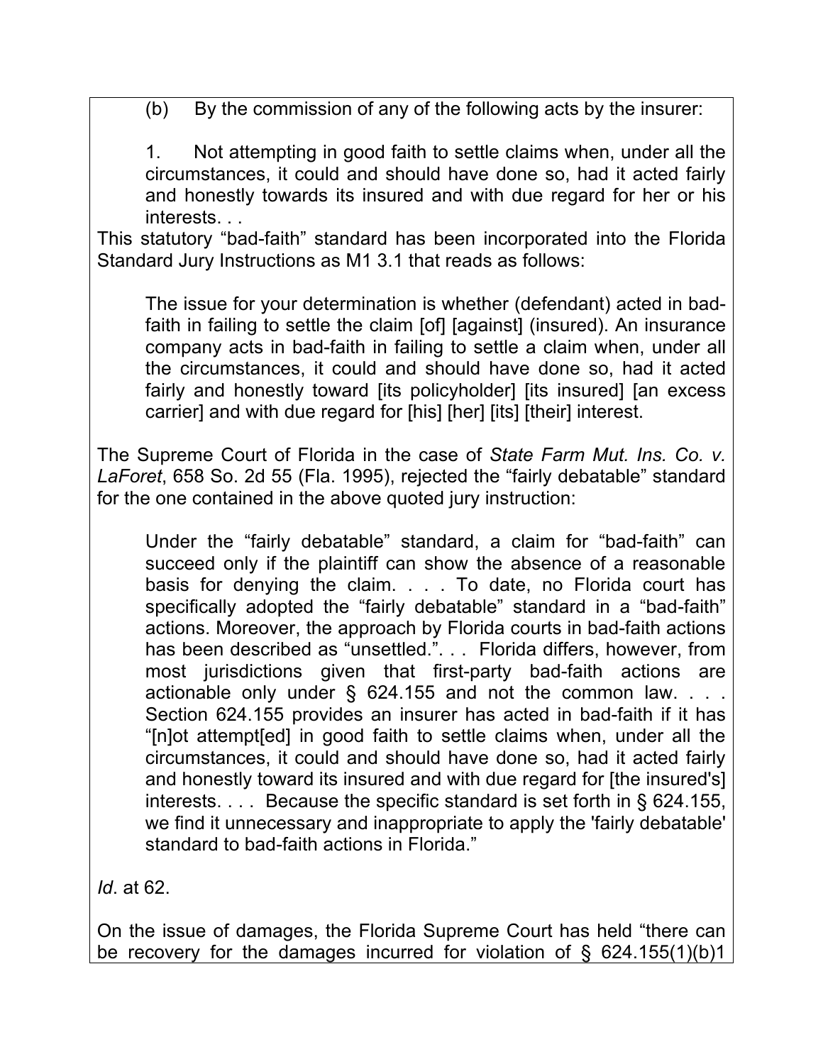(b) By the commission of any of the following acts by the insurer:

> 1. Not attempting in good faith to settle claims when, under all the circumstances, it could and should have done so, had it acted fairly and honestly towards its insured and with due regard for her or his interests. . .

This statutory "bad-faith" standard has been incorporated into the Florida Standard Jury Instructions as M1 3.1 that reads as follows:

> The issue for your determination is whether (defendant) acted in bad-faith in failing to settle the claim [of] [against] (insured). An insurance company acts in bad-faith in failing to settle a claim when, under all the circumstances, it could and should have done so, had it acted fairly and honestly toward [its policyholder] [its insured] [an excess carrier] and with due regard for [his] [her] [its] [their] interest.

The Supreme Court of Florida in the case of *State Farm Mut. Ins. Co. v. LaForet*, 658 So. 2d 55 (Fla. 1995), rejected the "fairly debatable" standard for the one contained in the above quoted jury instruction:

> Under the "fairly debatable" standard, a claim for "bad-faith" can succeed only if the plaintiff can show the absence of a reasonable basis for denying the claim. . . . To date, no Florida court has specifically adopted the "fairly debatable" standard in a "bad-faith" actions. Moreover, the approach by Florida courts in bad-faith actions has been described as "unsettled.". . . Florida differs, however, from most jurisdictions given that first-party bad-faith actions are actionable only under § 624.155 and not the common law. . . . Section 624.155 provides an insurer has acted in bad-faith if it has "[n]ot attempt[ed] in good faith to settle claims when, under all the circumstances, it could and should have done so, had it acted fairly and honestly toward its insured and with due regard for [the insured's] interests. . . . Because the specific standard is set forth in § 624.155, we find it unnecessary and inappropriate to apply the 'fairly debatable' standard to bad-faith actions in Florida."

*Id*. at 62.

On the issue of damages, the Florida Supreme Court has held "there can be recovery for the damages incurred for violation of § 624.155(1)(b)1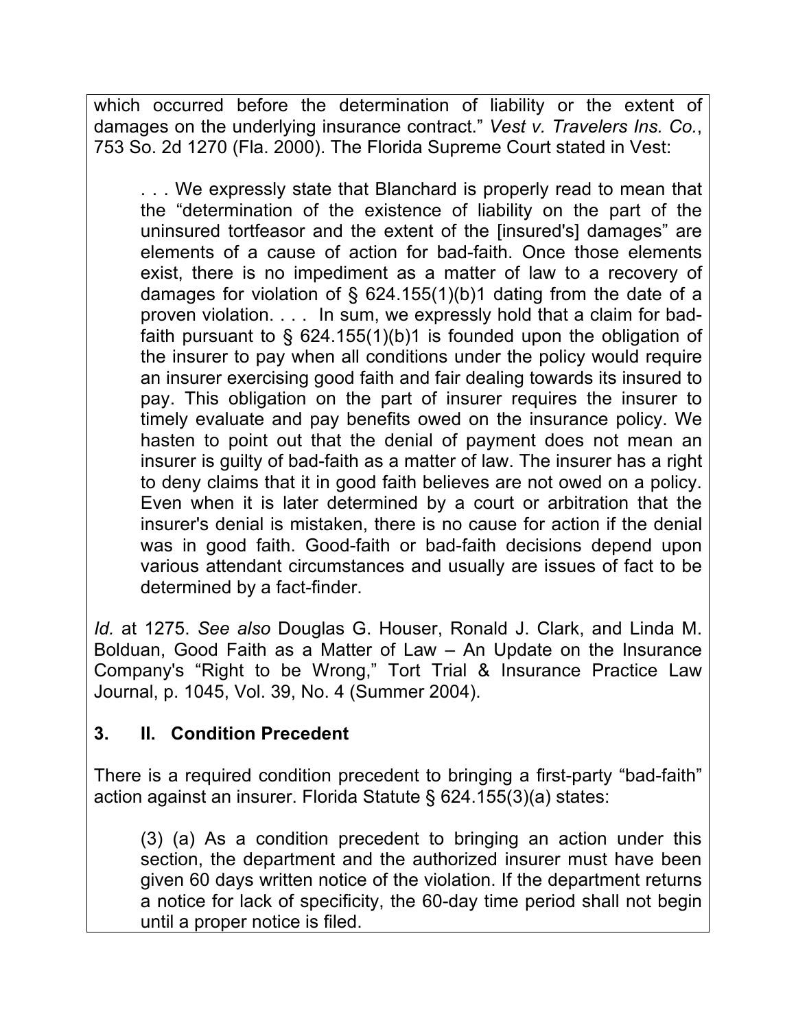which occurred before the determination of liability or the extent of damages on the underlying insurance contract." *Vest v. Travelers Ins. Co.*, 753 So. 2d 1270 (Fla. 2000). The Florida Supreme Court stated in Vest:

> . . . We expressly state that Blanchard is properly read to mean that the "determination of the existence of liability on the part of the uninsured tortfeasor and the extent of the [insured's] damages" are elements of a cause of action for bad-faith. Once those elements exist, there is no impediment as a matter of law to a recovery of damages for violation of § 624.155(1)(b)1 dating from the date of a proven violation. . . . In sum, we expressly hold that a claim for bad-faith pursuant to § 624.155(1)(b)1 is founded upon the obligation of the insurer to pay when all conditions under the policy would require an insurer exercising good faith and fair dealing towards its insured to pay. This obligation on the part of insurer requires the insurer to timely evaluate and pay benefits owed on the insurance policy. We hasten to point out that the denial of payment does not mean an insurer is guilty of bad-faith as a matter of law. The insurer has a right to deny claims that it in good faith believes are not owed on a policy. Even when it is later determined by a court or arbitration that the insurer's denial is mistaken, there is no cause for action if the denial was in good faith. Good-faith or bad-faith decisions depend upon various attendant circumstances and usually are issues of fact to be determined by a fact-finder.

*Id.* at 1275. *See also* Douglas G. Houser, Ronald J. Clark, and Linda M. Bolduan, Good Faith as a Matter of Law – An Update on the Insurance Company's "Right to be Wrong," Tort Trial & Insurance Practice Law Journal, p. 1045, Vol. 39, No. 4 (Summer 2004).

### 3. II. Condition Precedent

There is a required condition precedent to bringing a first-party "bad-faith" action against an insurer. Florida Statute § 624.155(3)(a) states:

> (3) (a) As a condition precedent to bringing an action under this section, the department and the authorized insurer must have been given 60 days written notice of the violation. If the department returns a notice for lack of specificity, the 60-day time period shall not begin until a proper notice is filed.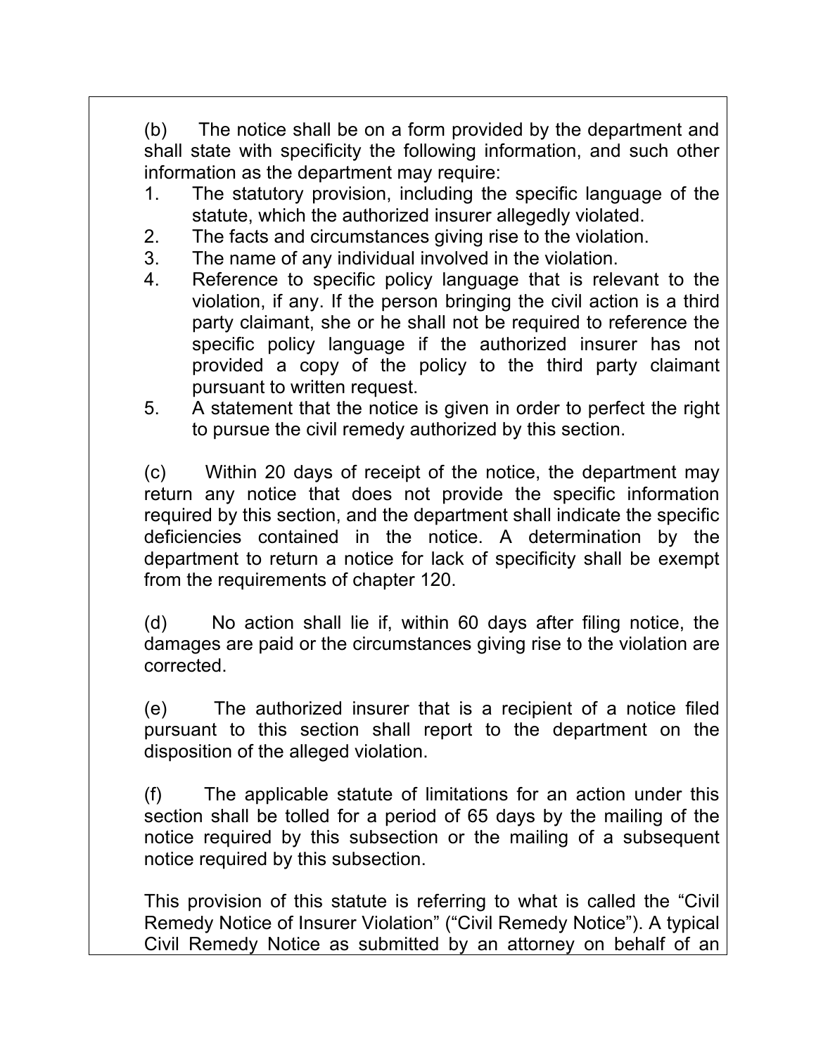(b) The notice shall be on a form provided by the department and shall state with specificity the following information, and such other information as the department may require:

1. The statutory provision, including the specific language of the statute, which the authorized insurer allegedly violated.
2. The facts and circumstances giving rise to the violation.
3. The name of any individual involved in the violation.
4. Reference to specific policy language that is relevant to the violation, if any. If the person bringing the civil action is a third party claimant, she or he shall not be required to reference the specific policy language if the authorized insurer has not provided a copy of the policy to the third party claimant pursuant to written request.
5. A statement that the notice is given in order to perfect the right to pursue the civil remedy authorized by this section.

(c) Within 20 days of receipt of the notice, the department may return any notice that does not provide the specific information required by this section, and the department shall indicate the specific deficiencies contained in the notice. A determination by the department to return a notice for lack of specificity shall be exempt from the requirements of chapter 120.

(d) No action shall lie if, within 60 days after filing notice, the damages are paid or the circumstances giving rise to the violation are corrected.

(e) The authorized insurer that is a recipient of a notice filed pursuant to this section shall report to the department on the disposition of the alleged violation.

(f) The applicable statute of limitations for an action under this section shall be tolled for a period of 65 days by the mailing of the notice required by this subsection or the mailing of a subsequent notice required by this subsection.

This provision of this statute is referring to what is called the "Civil Remedy Notice of Insurer Violation" ("Civil Remedy Notice"). A typical Civil Remedy Notice as submitted by an attorney on behalf of an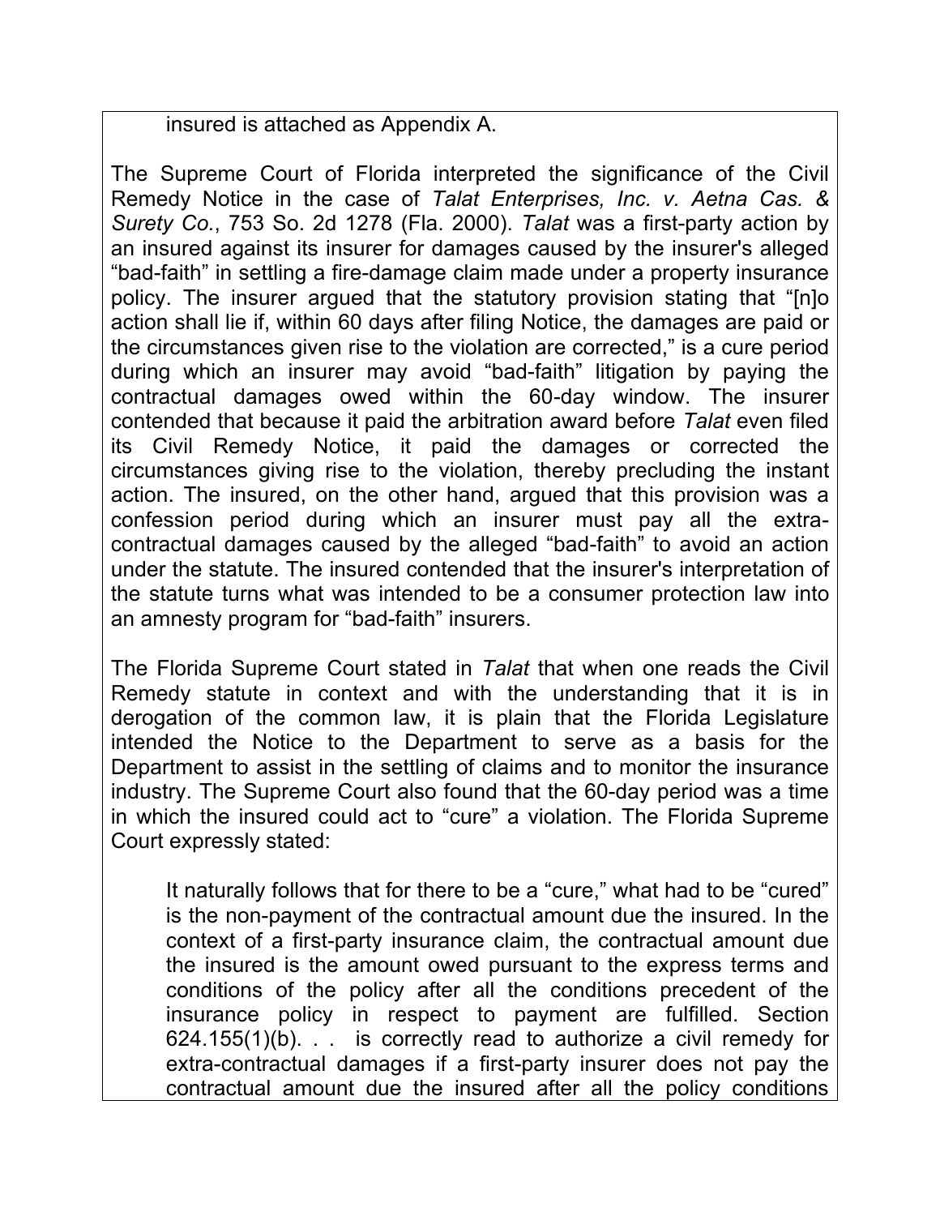insured is attached as Appendix A.

The Supreme Court of Florida interpreted the significance of the Civil Remedy Notice in the case of *Talat Enterprises, Inc. v. Aetna Cas. & Surety Co.*, 753 So. 2d 1278 (Fla. 2000). *Talat* was a first-party action by an insured against its insurer for damages caused by the insurer's alleged "bad-faith" in settling a fire-damage claim made under a property insurance policy. The insurer argued that the statutory provision stating that "[n]o action shall lie if, within 60 days after filing Notice, the damages are paid or the circumstances given rise to the violation are corrected," is a cure period during which an insurer may avoid "bad-faith" litigation by paying the contractual damages owed within the 60-day window. The insurer contended that because it paid the arbitration award before *Talat* even filed its Civil Remedy Notice, it paid the damages or corrected the circumstances giving rise to the violation, thereby precluding the instant action. The insured, on the other hand, argued that this provision was a confession period during which an insurer must pay all the extra-contractual damages caused by the alleged "bad-faith" to avoid an action under the statute. The insured contended that the insurer's interpretation of the statute turns what was intended to be a consumer protection law into an amnesty program for "bad-faith" insurers.

The Florida Supreme Court stated in *Talat* that when one reads the Civil Remedy statute in context and with the understanding that it is in derogation of the common law, it is plain that the Florida Legislature intended the Notice to the Department to serve as a basis for the Department to assist in the settling of claims and to monitor the insurance industry. The Supreme Court also found that the 60-day period was a time in which the insured could act to "cure" a violation. The Florida Supreme Court expressly stated:

> It naturally follows that for there to be a "cure," what had to be "cured" is the non-payment of the contractual amount due the insured. In the context of a first-party insurance claim, the contractual amount due the insured is the amount owed pursuant to the express terms and conditions of the policy after all the conditions precedent of the insurance policy in respect to payment are fulfilled. Section 624.155(1)(b). . . is correctly read to authorize a civil remedy for extra-contractual damages if a first-party insurer does not pay the contractual amount due the insured after all the policy conditions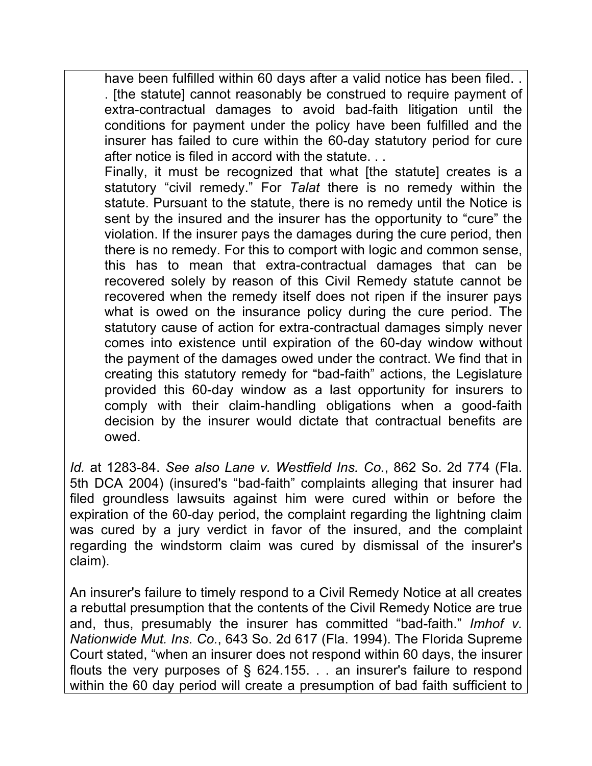> have been fulfilled within 60 days after a valid notice has been filed. . . [the statute] cannot reasonably be construed to require payment of extra-contractual damages to avoid bad-faith litigation until the conditions for payment under the policy have been fulfilled and the insurer has failed to cure within the 60-day statutory period for cure after notice is filed in accord with the statute. . .
>
> Finally, it must be recognized that what [the statute] creates is a statutory "civil remedy." For *Talat* there is no remedy within the statute. Pursuant to the statute, there is no remedy until the Notice is sent by the insured and the insurer has the opportunity to "cure" the violation. If the insurer pays the damages during the cure period, then there is no remedy. For this to comport with logic and common sense, this has to mean that extra-contractual damages that can be recovered solely by reason of this Civil Remedy statute cannot be recovered when the remedy itself does not ripen if the insurer pays what is owed on the insurance policy during the cure period. The statutory cause of action for extra-contractual damages simply never comes into existence until expiration of the 60-day window without the payment of the damages owed under the contract. We find that in creating this statutory remedy for "bad-faith" actions, the Legislature provided this 60-day window as a last opportunity for insurers to comply with their claim-handling obligations when a good-faith decision by the insurer would dictate that contractual benefits are owed.

*Id.* at 1283-84. *See also Lane v. Westfield Ins. Co.*, 862 So. 2d 774 (Fla. 5th DCA 2004) (insured's "bad-faith" complaints alleging that insurer had filed groundless lawsuits against him were cured within or before the expiration of the 60-day period, the complaint regarding the lightning claim was cured by a jury verdict in favor of the insured, and the complaint regarding the windstorm claim was cured by dismissal of the insurer's claim).

An insurer's failure to timely respond to a Civil Remedy Notice at all creates a rebuttal presumption that the contents of the Civil Remedy Notice are true and, thus, presumably the insurer has committed "bad-faith." *Imhof v. Nationwide Mut. Ins. Co.*, 643 So. 2d 617 (Fla. 1994). The Florida Supreme Court stated, "when an insurer does not respond within 60 days, the insurer flouts the very purposes of § 624.155. . . an insurer's failure to respond within the 60 day period will create a presumption of bad faith sufficient to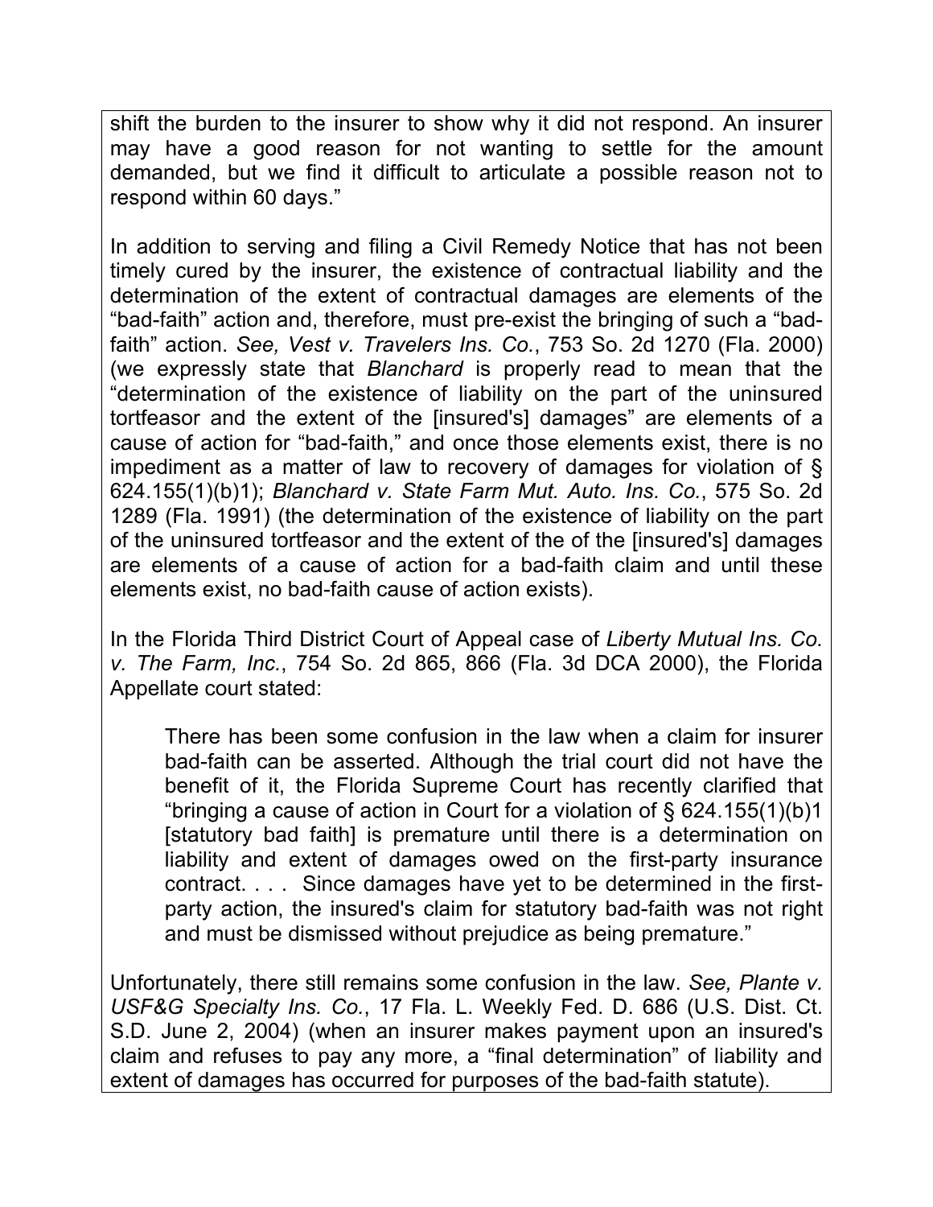shift the burden to the insurer to show why it did not respond. An insurer may have a good reason for not wanting to settle for the amount demanded, but we find it difficult to articulate a possible reason not to respond within 60 days."

In addition to serving and filing a Civil Remedy Notice that has not been timely cured by the insurer, the existence of contractual liability and the determination of the extent of contractual damages are elements of the "bad-faith" action and, therefore, must pre-exist the bringing of such a "bad-faith" action. *See, Vest v. Travelers Ins. Co.*, 753 So. 2d 1270 (Fla. 2000) (we expressly state that *Blanchard* is properly read to mean that the "determination of the existence of liability on the part of the uninsured tortfeasor and the extent of the [insured's] damages" are elements of a cause of action for "bad-faith," and once those elements exist, there is no impediment as a matter of law to recovery of damages for violation of § 624.155(1)(b)1); *Blanchard v. State Farm Mut. Auto. Ins. Co.*, 575 So. 2d 1289 (Fla. 1991) (the determination of the existence of liability on the part of the uninsured tortfeasor and the extent of the of the [insured's] damages are elements of a cause of action for a bad-faith claim and until these elements exist, no bad-faith cause of action exists).

In the Florida Third District Court of Appeal case of *Liberty Mutual Ins. Co. v. The Farm, Inc.*, 754 So. 2d 865, 866 (Fla. 3d DCA 2000), the Florida Appellate court stated:

> There has been some confusion in the law when a claim for insurer bad-faith can be asserted. Although the trial court did not have the benefit of it, the Florida Supreme Court has recently clarified that "bringing a cause of action in Court for a violation of § 624.155(1)(b)1 [statutory bad faith] is premature until there is a determination on liability and extent of damages owed on the first-party insurance contract. . . . Since damages have yet to be determined in the first-party action, the insured's claim for statutory bad-faith was not right and must be dismissed without prejudice as being premature."

Unfortunately, there still remains some confusion in the law. *See, Plante v. USF&G Specialty Ins. Co.*, 17 Fla. L. Weekly Fed. D. 686 (U.S. Dist. Ct. S.D. June 2, 2004) (when an insurer makes payment upon an insured's claim and refuses to pay any more, a "final determination" of liability and extent of damages has occurred for purposes of the bad-faith statute).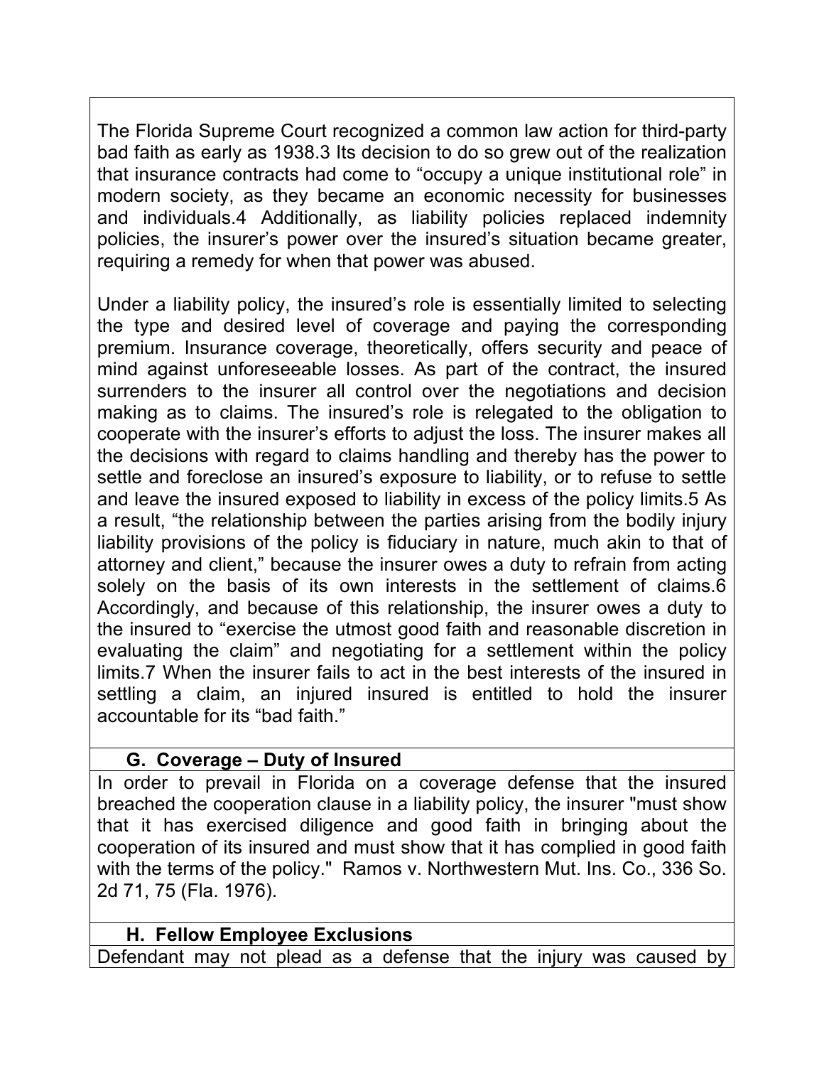The Florida Supreme Court recognized a common law action for third-party bad faith as early as 1938.[3] Its decision to do so grew out of the realization that insurance contracts had come to "occupy a unique institutional role" in modern society, as they became an economic necessity for businesses and individuals.[4] Additionally, as liability policies replaced indemnity policies, the insurer's power over the insured's situation became greater, requiring a remedy for when that power was abused.

Under a liability policy, the insured's role is essentially limited to selecting the type and desired level of coverage and paying the corresponding premium. Insurance coverage, theoretically, offers security and peace of mind against unforeseeable losses. As part of the contract, the insured surrenders to the insurer all control over the negotiations and decision making as to claims. The insured's role is relegated to the obligation to cooperate with the insurer's efforts to adjust the loss. The insurer makes all the decisions with regard to claims handling and thereby has the power to settle and foreclose an insured's exposure to liability, or to refuse to settle and leave the insured exposed to liability in excess of the policy limits.[5] As a result, "the relationship between the parties arising from the bodily injury liability provisions of the policy is fiduciary in nature, much akin to that of attorney and client," because the insurer owes a duty to refrain from acting solely on the basis of its own interests in the settlement of claims.[6] Accordingly, and because of this relationship, the insurer owes a duty to the insured to "exercise the utmost good faith and reasonable discretion in evaluating the claim" and negotiating for a settlement within the policy limits.[7] When the insurer fails to act in the best interests of the insured in settling a claim, an injured insured is entitled to hold the insurer accountable for its "bad faith."

### G. Coverage – Duty of Insured

In order to prevail in Florida on a coverage defense that the insured breached the cooperation clause in a liability policy, the insurer "must show that it has exercised diligence and good faith in bringing about the cooperation of its insured and must show that it has complied in good faith with the terms of the policy." Ramos v. Northwestern Mut. Ins. Co., 336 So. 2d 71, 75 (Fla. 1976).

### H. Fellow Employee Exclusions

Defendant may not plead as a defense that the injury was caused by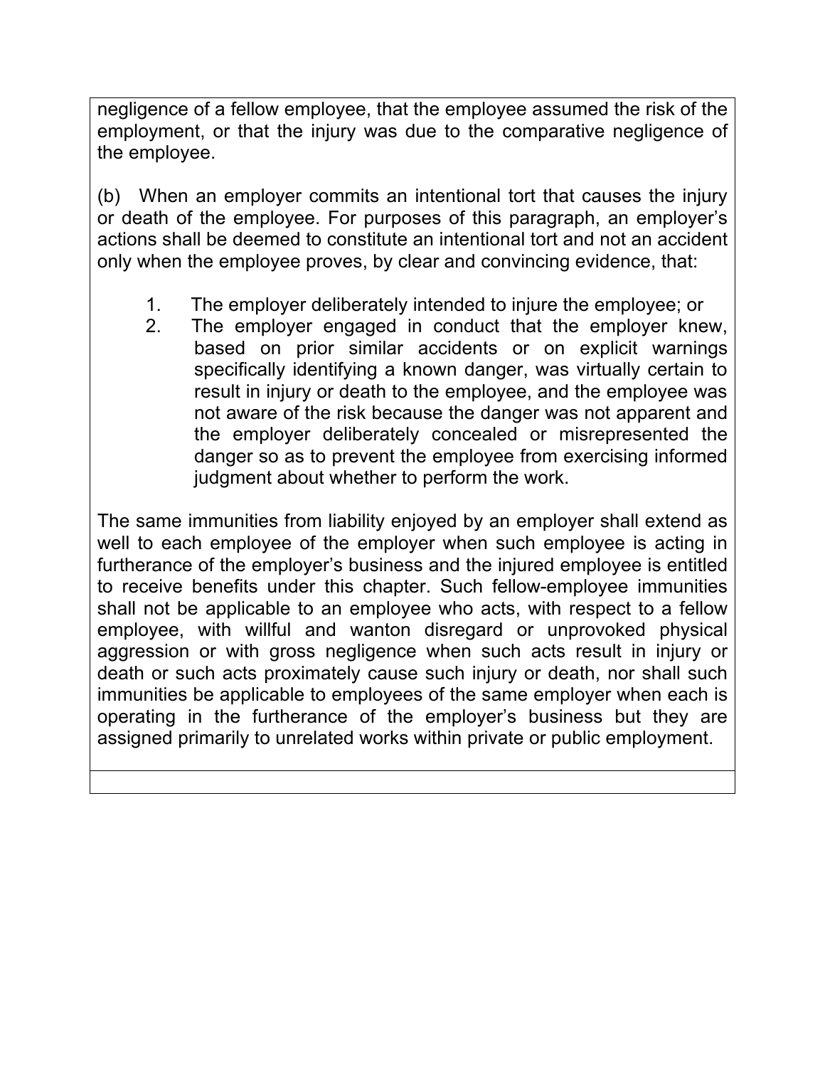negligence of a fellow employee, that the employee assumed the risk of the employment, or that the injury was due to the comparative negligence of the employee.

(b) When an employer commits an intentional tort that causes the injury or death of the employee. For purposes of this paragraph, an employer's actions shall be deemed to constitute an intentional tort and not an accident only when the employee proves, by clear and convincing evidence, that:

1. The employer deliberately intended to injure the employee; or
2. The employer engaged in conduct that the employer knew, based on prior similar accidents or on explicit warnings specifically identifying a known danger, was virtually certain to result in injury or death to the employee, and the employee was not aware of the risk because the danger was not apparent and the employer deliberately concealed or misrepresented the danger so as to prevent the employee from exercising informed judgment about whether to perform the work.

The same immunities from liability enjoyed by an employer shall extend as well to each employee of the employer when such employee is acting in furtherance of the employer's business and the injured employee is entitled to receive benefits under this chapter. Such fellow-employee immunities shall not be applicable to an employee who acts, with respect to a fellow employee, with willful and wanton disregard or unprovoked physical aggression or with gross negligence when such acts result in injury or death or such acts proximately cause such injury or death, nor shall such immunities be applicable to employees of the same employer when each is operating in the furtherance of the employer's business but they are assigned primarily to unrelated works within private or public employment.